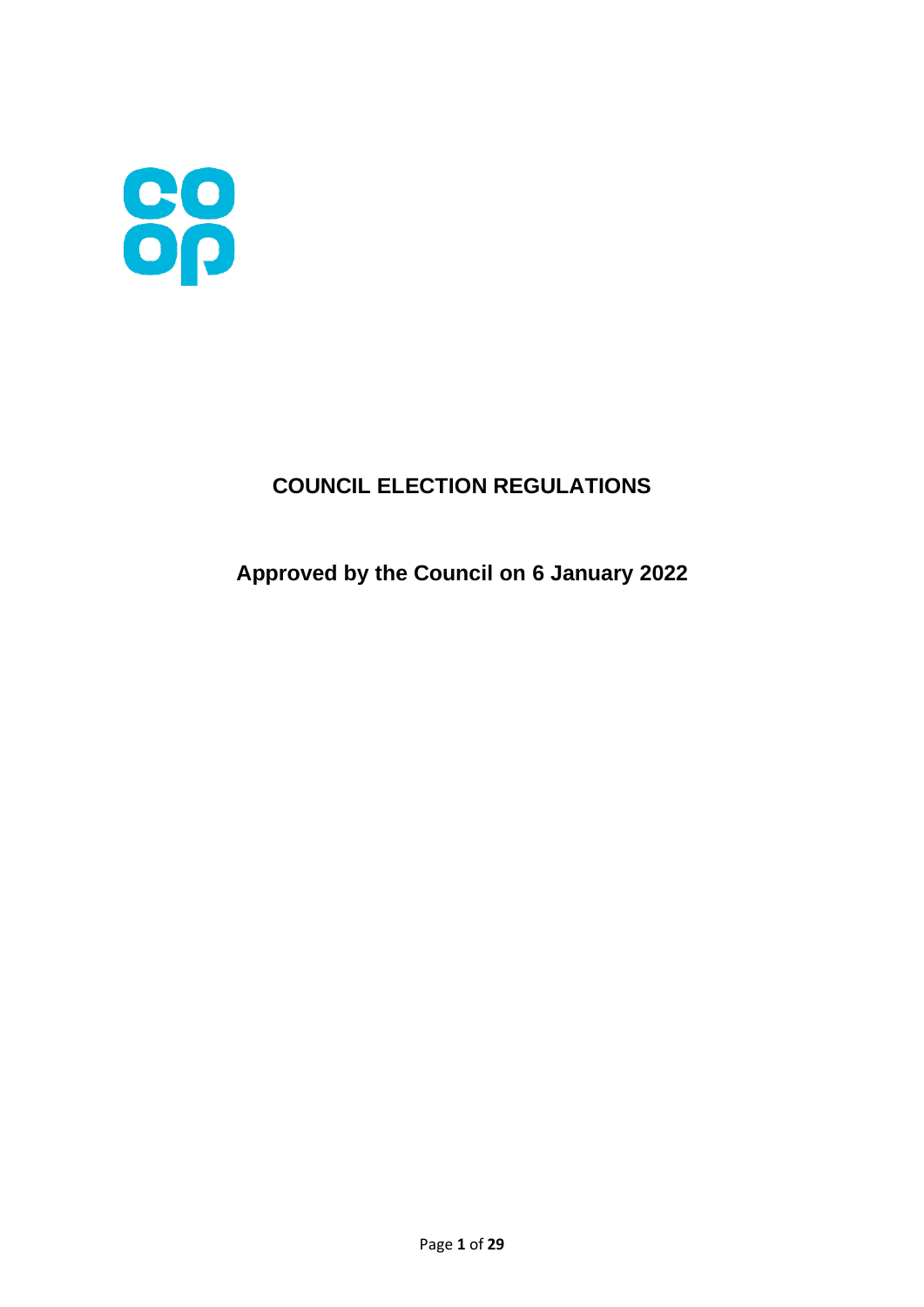# COUNCIL ELECTION REGULATIONS

## Approved by the Council on 6 January 2022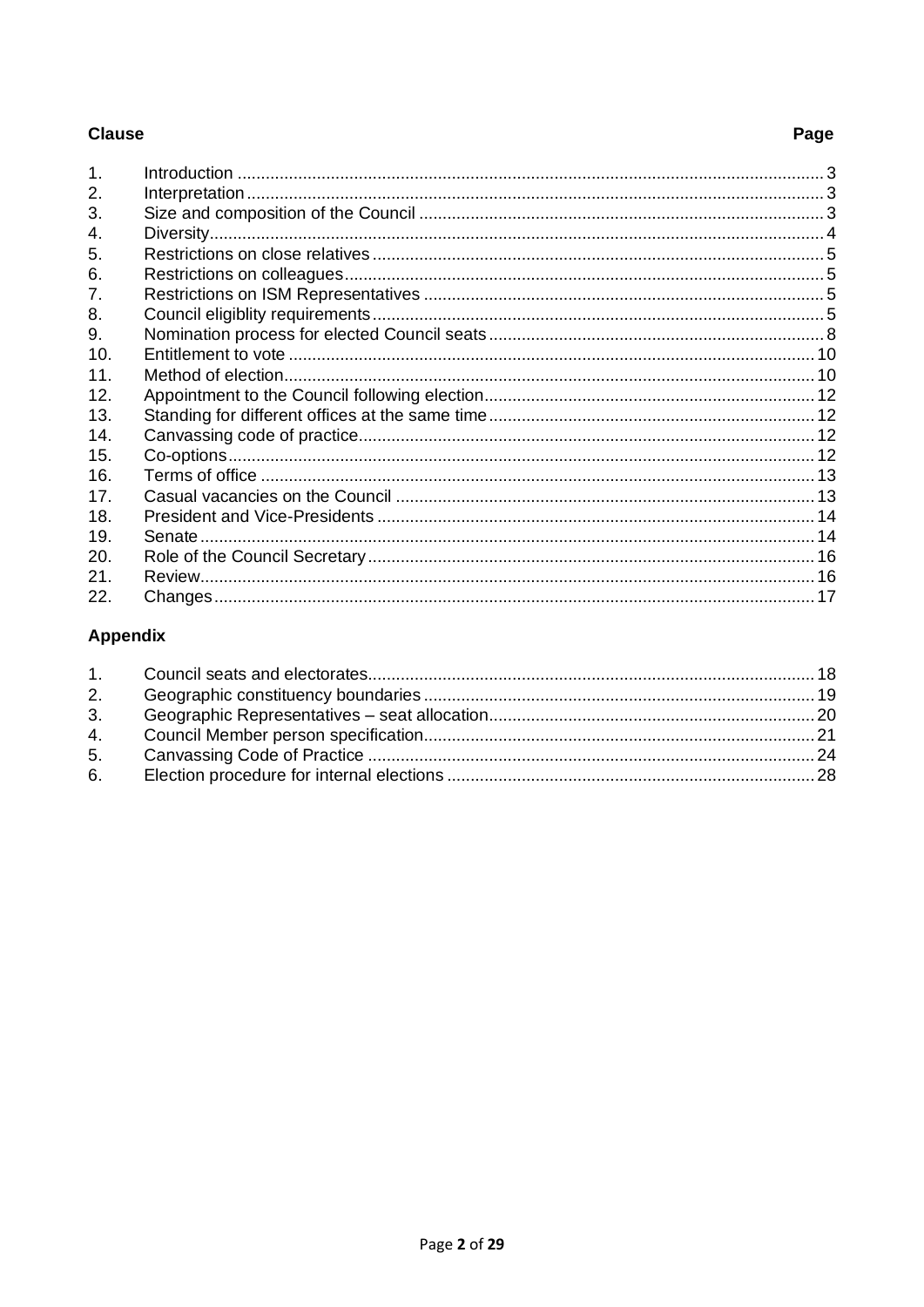| Clause | | Page |
|---|---|---|
| 1. | Introduction | 3 |
| 2. | Interpretation | 3 |
| 3. | Size and composition of the Council | 3 |
| 4. | Diversity | 4 |
| 5. | Restrictions on close relatives | 5 |
| 6. | Restrictions on colleagues | 5 |
| 7. | Restrictions on ISM Representatives | 5 |
| 8. | Council eligiblity requirements | 5 |
| 9. | Nomination process for elected Council seats | 8 |
| 10. | Entitlement to vote | 10 |
| 11. | Method of election | 10 |
| 12. | Appointment to the Council following election | 12 |
| 13. | Standing for different offices at the same time | 12 |
| 14. | Canvassing code of practice | 12 |
| 15. | Co-options | 12 |
| 16. | Terms of office | 13 |
| 17. | Casual vacancies on the Council | 13 |
| 18. | President and Vice-Presidents | 14 |
| 19. | Senate | 14 |
| 20. | Role of the Council Secretary | 16 |
| 21. | Review | 16 |
| 22. | Changes | 17 |

**Appendix**

| | | |
|---|---|---|
| 1. | Council seats and electorates | 18 |
| 2. | Geographic constituency boundaries | 19 |
| 3. | Geographic Representatives – seat allocation | 20 |
| 4. | Council Member person specification | 21 |
| 5. | Canvassing Code of Practice | 24 |
| 6. | Election procedure for internal elections | 28 |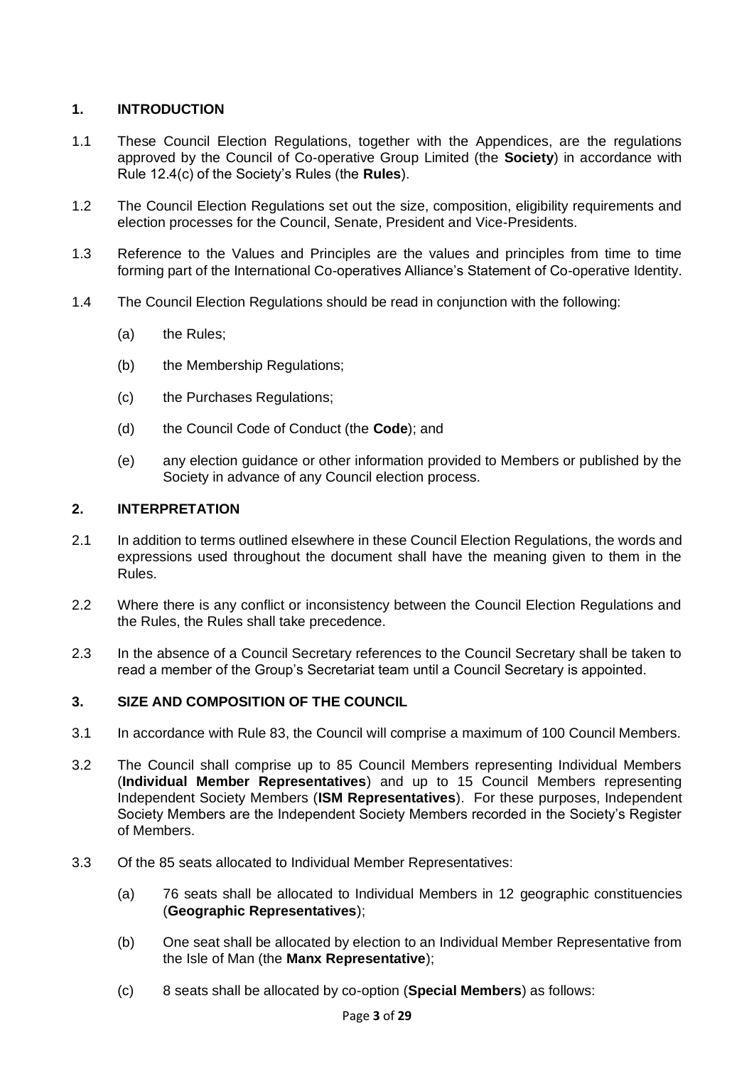## 1. INTRODUCTION

1.1 These Council Election Regulations, together with the Appendices, are the regulations approved by the Council of Co-operative Group Limited (the **Society**) in accordance with Rule 12.4(c) of the Society's Rules (the **Rules**).

1.2 The Council Election Regulations set out the size, composition, eligibility requirements and election processes for the Council, Senate, President and Vice-Presidents.

1.3 Reference to the Values and Principles are the values and principles from time to time forming part of the International Co-operatives Alliance's Statement of Co-operative Identity.

1.4 The Council Election Regulations should be read in conjunction with the following:

- (a) the Rules;
- (b) the Membership Regulations;
- (c) the Purchases Regulations;
- (d) the Council Code of Conduct (the **Code**); and
- (e) any election guidance or other information provided to Members or published by the Society in advance of any Council election process.

## 2. INTERPRETATION

2.1 In addition to terms outlined elsewhere in these Council Election Regulations, the words and expressions used throughout the document shall have the meaning given to them in the Rules.

2.2 Where there is any conflict or inconsistency between the Council Election Regulations and the Rules, the Rules shall take precedence.

2.3 In the absence of a Council Secretary references to the Council Secretary shall be taken to read a member of the Group's Secretariat team until a Council Secretary is appointed.

## 3. SIZE AND COMPOSITION OF THE COUNCIL

3.1 In accordance with Rule 83, the Council will comprise a maximum of 100 Council Members.

3.2 The Council shall comprise up to 85 Council Members representing Individual Members (**Individual Member Representatives**) and up to 15 Council Members representing Independent Society Members (**ISM Representatives**). For these purposes, Independent Society Members are the Independent Society Members recorded in the Society's Register of Members.

3.3 Of the 85 seats allocated to Individual Member Representatives:

- (a) 76 seats shall be allocated to Individual Members in 12 geographic constituencies (**Geographic Representatives**);
- (b) One seat shall be allocated by election to an Individual Member Representative from the Isle of Man (the **Manx Representative**);
- (c) 8 seats shall be allocated by co-option (**Special Members**) as follows: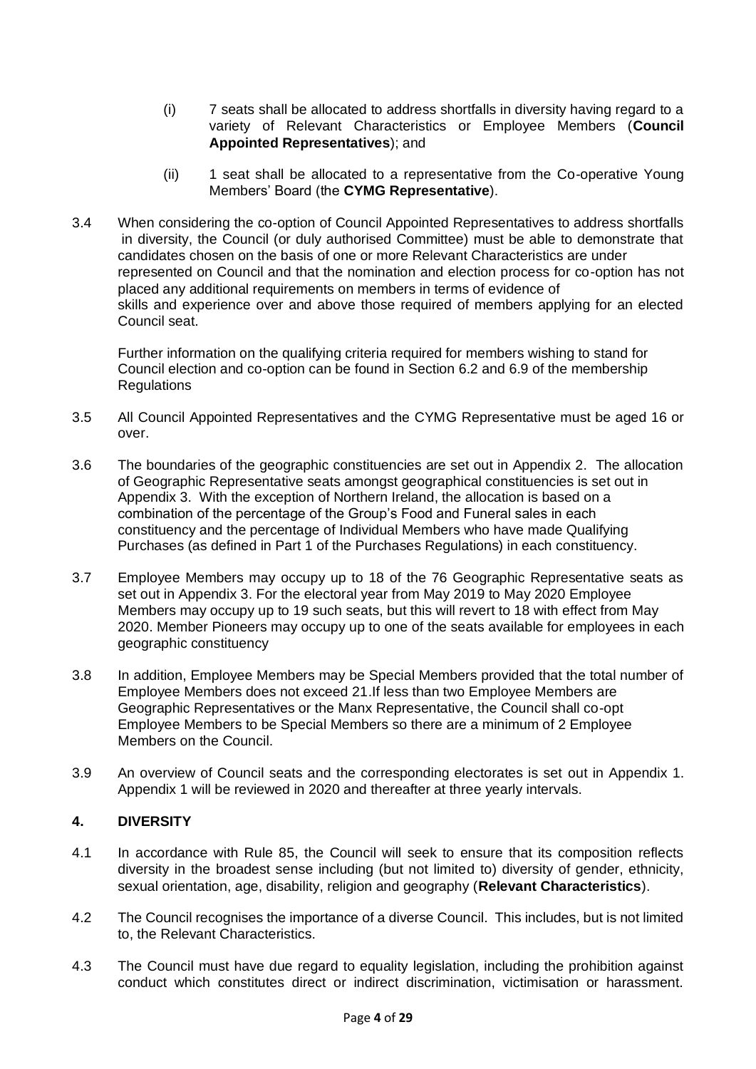(i) 7 seats shall be allocated to address shortfalls in diversity having regard to a variety of Relevant Characteristics or Employee Members (**Council Appointed Representatives**); and

(ii) 1 seat shall be allocated to a representative from the Co-operative Young Members' Board (the **CYMG Representative**).

3.4 When considering the co-option of Council Appointed Representatives to address shortfalls in diversity, the Council (or duly authorised Committee) must be able to demonstrate that candidates chosen on the basis of one or more Relevant Characteristics are under represented on Council and that the nomination and election process for co-option has not placed any additional requirements on members in terms of evidence of skills and experience over and above those required of members applying for an elected Council seat.

Further information on the qualifying criteria required for members wishing to stand for Council election and co-option can be found in Section 6.2 and 6.9 of the membership Regulations

3.5 All Council Appointed Representatives and the CYMG Representative must be aged 16 or over.

3.6 The boundaries of the geographic constituencies are set out in Appendix 2. The allocation of Geographic Representative seats amongst geographical constituencies is set out in Appendix 3. With the exception of Northern Ireland, the allocation is based on a combination of the percentage of the Group's Food and Funeral sales in each constituency and the percentage of Individual Members who have made Qualifying Purchases (as defined in Part 1 of the Purchases Regulations) in each constituency.

3.7 Employee Members may occupy up to 18 of the 76 Geographic Representative seats as set out in Appendix 3. For the electoral year from May 2019 to May 2020 Employee Members may occupy up to 19 such seats, but this will revert to 18 with effect from May 2020. Member Pioneers may occupy up to one of the seats available for employees in each geographic constituency

3.8 In addition, Employee Members may be Special Members provided that the total number of Employee Members does not exceed 21.If less than two Employee Members are Geographic Representatives or the Manx Representative, the Council shall co-opt Employee Members to be Special Members so there are a minimum of 2 Employee Members on the Council.

3.9 An overview of Council seats and the corresponding electorates is set out in Appendix 1. Appendix 1 will be reviewed in 2020 and thereafter at three yearly intervals.

## 4. DIVERSITY

4.1 In accordance with Rule 85, the Council will seek to ensure that its composition reflects diversity in the broadest sense including (but not limited to) diversity of gender, ethnicity, sexual orientation, age, disability, religion and geography (**Relevant Characteristics**).

4.2 The Council recognises the importance of a diverse Council. This includes, but is not limited to, the Relevant Characteristics.

4.3 The Council must have due regard to equality legislation, including the prohibition against conduct which constitutes direct or indirect discrimination, victimisation or harassment.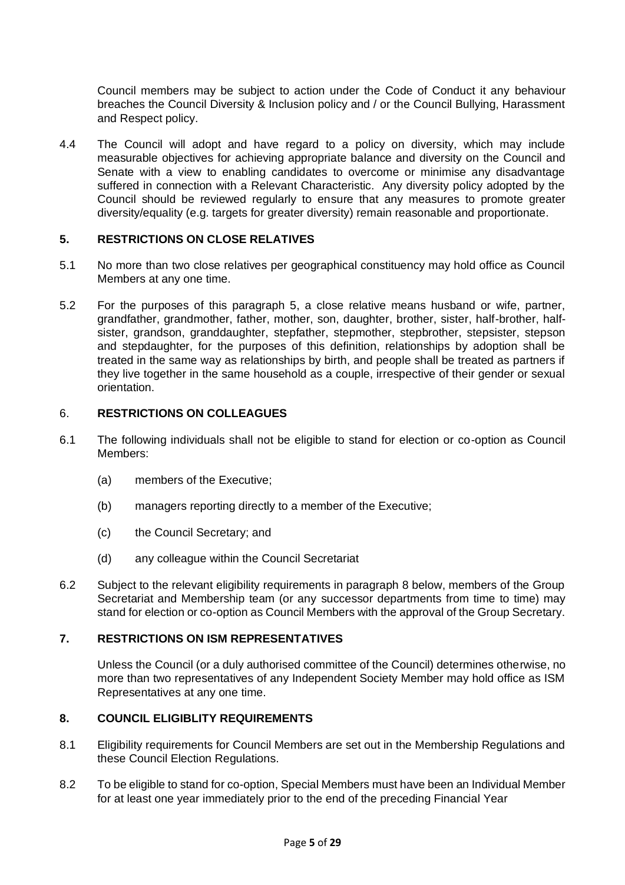Council members may be subject to action under the Code of Conduct it any behaviour breaches the Council Diversity & Inclusion policy and / or the Council Bullying, Harassment and Respect policy.

4.4 The Council will adopt and have regard to a policy on diversity, which may include measurable objectives for achieving appropriate balance and diversity on the Council and Senate with a view to enabling candidates to overcome or minimise any disadvantage suffered in connection with a Relevant Characteristic. Any diversity policy adopted by the Council should be reviewed regularly to ensure that any measures to promote greater diversity/equality (e.g. targets for greater diversity) remain reasonable and proportionate.

## 5. RESTRICTIONS ON CLOSE RELATIVES

5.1 No more than two close relatives per geographical constituency may hold office as Council Members at any one time.

5.2 For the purposes of this paragraph 5, a close relative means husband or wife, partner, grandfather, grandmother, father, mother, son, daughter, brother, sister, half-brother, half-sister, grandson, granddaughter, stepfather, stepmother, stepbrother, stepsister, stepson and stepdaughter, for the purposes of this definition, relationships by adoption shall be treated in the same way as relationships by birth, and people shall be treated as partners if they live together in the same household as a couple, irrespective of their gender or sexual orientation.

## 6. RESTRICTIONS ON COLLEAGUES

6.1 The following individuals shall not be eligible to stand for election or co-option as Council Members:

(a) members of the Executive;

(b) managers reporting directly to a member of the Executive;

(c) the Council Secretary; and

(d) any colleague within the Council Secretariat

6.2 Subject to the relevant eligibility requirements in paragraph 8 below, members of the Group Secretariat and Membership team (or any successor departments from time to time) may stand for election or co-option as Council Members with the approval of the Group Secretary.

## 7. RESTRICTIONS ON ISM REPRESENTATIVES

Unless the Council (or a duly authorised committee of the Council) determines otherwise, no more than two representatives of any Independent Society Member may hold office as ISM Representatives at any one time.

## 8. COUNCIL ELIGIBLITY REQUIREMENTS

8.1 Eligibility requirements for Council Members are set out in the Membership Regulations and these Council Election Regulations.

8.2 To be eligible to stand for co-option, Special Members must have been an Individual Member for at least one year immediately prior to the end of the preceding Financial Year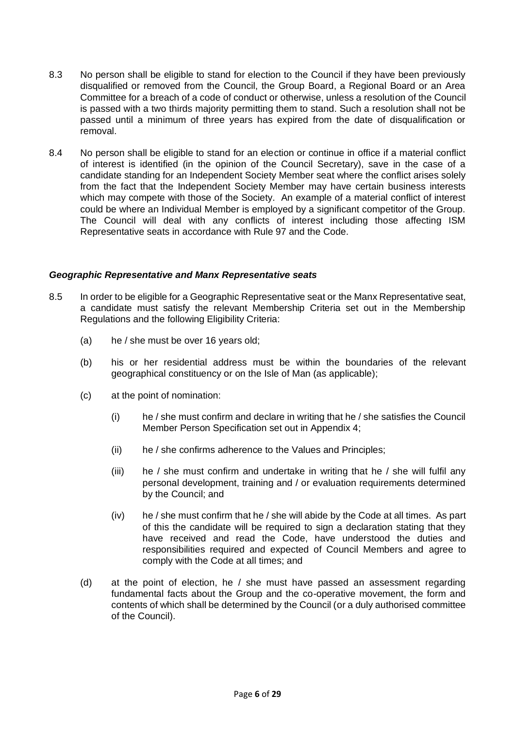8.3 No person shall be eligible to stand for election to the Council if they have been previously disqualified or removed from the Council, the Group Board, a Regional Board or an Area Committee for a breach of a code of conduct or otherwise, unless a resolution of the Council is passed with a two thirds majority permitting them to stand. Such a resolution shall not be passed until a minimum of three years has expired from the date of disqualification or removal.

8.4 No person shall be eligible to stand for an election or continue in office if a material conflict of interest is identified (in the opinion of the Council Secretary), save in the case of a candidate standing for an Independent Society Member seat where the conflict arises solely from the fact that the Independent Society Member may have certain business interests which may compete with those of the Society. An example of a material conflict of interest could be where an Individual Member is employed by a significant competitor of the Group. The Council will deal with any conflicts of interest including those affecting ISM Representative seats in accordance with Rule 97 and the Code.

***Geographic Representative and Manx Representative seats***

8.5 In order to be eligible for a Geographic Representative seat or the Manx Representative seat, a candidate must satisfy the relevant Membership Criteria set out in the Membership Regulations and the following Eligibility Criteria:

(a) he / she must be over 16 years old;

(b) his or her residential address must be within the boundaries of the relevant geographical constituency or on the Isle of Man (as applicable);

(c) at the point of nomination:

(i) he / she must confirm and declare in writing that he / she satisfies the Council Member Person Specification set out in Appendix 4;

(ii) he / she confirms adherence to the Values and Principles;

(iii) he / she must confirm and undertake in writing that he / she will fulfil any personal development, training and / or evaluation requirements determined by the Council; and

(iv) he / she must confirm that he / she will abide by the Code at all times. As part of this the candidate will be required to sign a declaration stating that they have received and read the Code, have understood the duties and responsibilities required and expected of Council Members and agree to comply with the Code at all times; and

(d) at the point of election, he / she must have passed an assessment regarding fundamental facts about the Group and the co-operative movement, the form and contents of which shall be determined by the Council (or a duly authorised committee of the Council).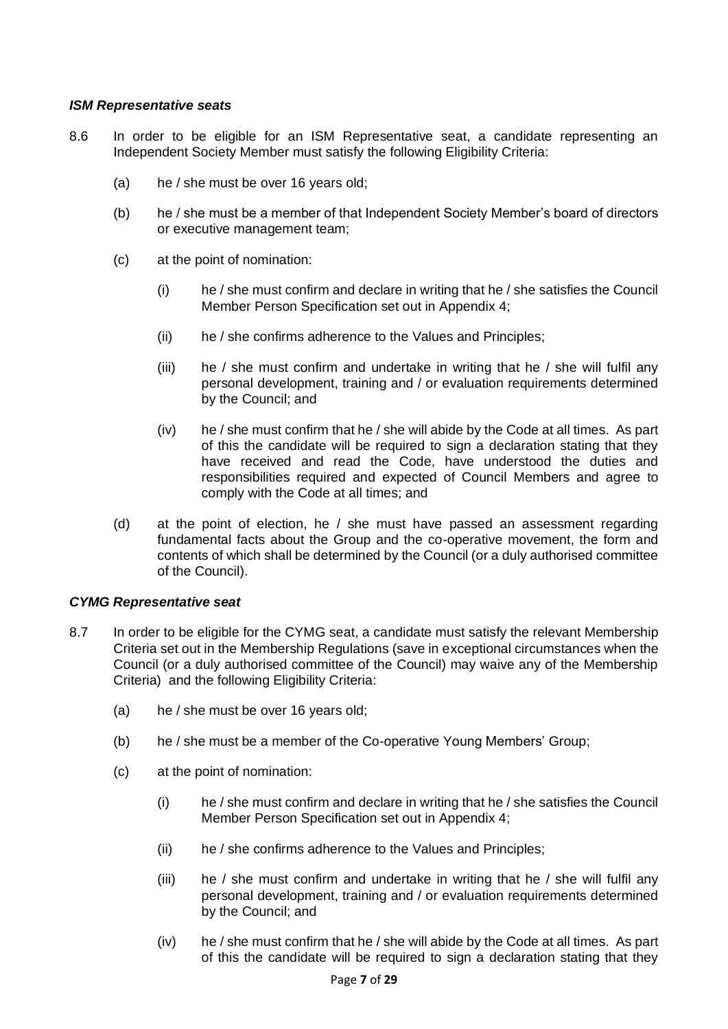***ISM Representative seats***

8.6 In order to be eligible for an ISM Representative seat, a candidate representing an Independent Society Member must satisfy the following Eligibility Criteria:

(a) he / she must be over 16 years old;

(b) he / she must be a member of that Independent Society Member's board of directors or executive management team;

(c) at the point of nomination:

(i) he / she must confirm and declare in writing that he / she satisfies the Council Member Person Specification set out in Appendix 4;

(ii) he / she confirms adherence to the Values and Principles;

(iii) he / she must confirm and undertake in writing that he / she will fulfil any personal development, training and / or evaluation requirements determined by the Council; and

(iv) he / she must confirm that he / she will abide by the Code at all times. As part of this the candidate will be required to sign a declaration stating that they have received and read the Code, have understood the duties and responsibilities required and expected of Council Members and agree to comply with the Code at all times; and

(d) at the point of election, he / she must have passed an assessment regarding fundamental facts about the Group and the co-operative movement, the form and contents of which shall be determined by the Council (or a duly authorised committee of the Council).

***CYMG Representative seat***

8.7 In order to be eligible for the CYMG seat, a candidate must satisfy the relevant Membership Criteria set out in the Membership Regulations (save in exceptional circumstances when the Council (or a duly authorised committee of the Council) may waive any of the Membership Criteria) and the following Eligibility Criteria:

(a) he / she must be over 16 years old;

(b) he / she must be a member of the Co-operative Young Members' Group;

(c) at the point of nomination:

(i) he / she must confirm and declare in writing that he / she satisfies the Council Member Person Specification set out in Appendix 4;

(ii) he / she confirms adherence to the Values and Principles;

(iii) he / she must confirm and undertake in writing that he / she will fulfil any personal development, training and / or evaluation requirements determined by the Council; and

(iv) he / she must confirm that he / she will abide by the Code at all times. As part of this the candidate will be required to sign a declaration stating that they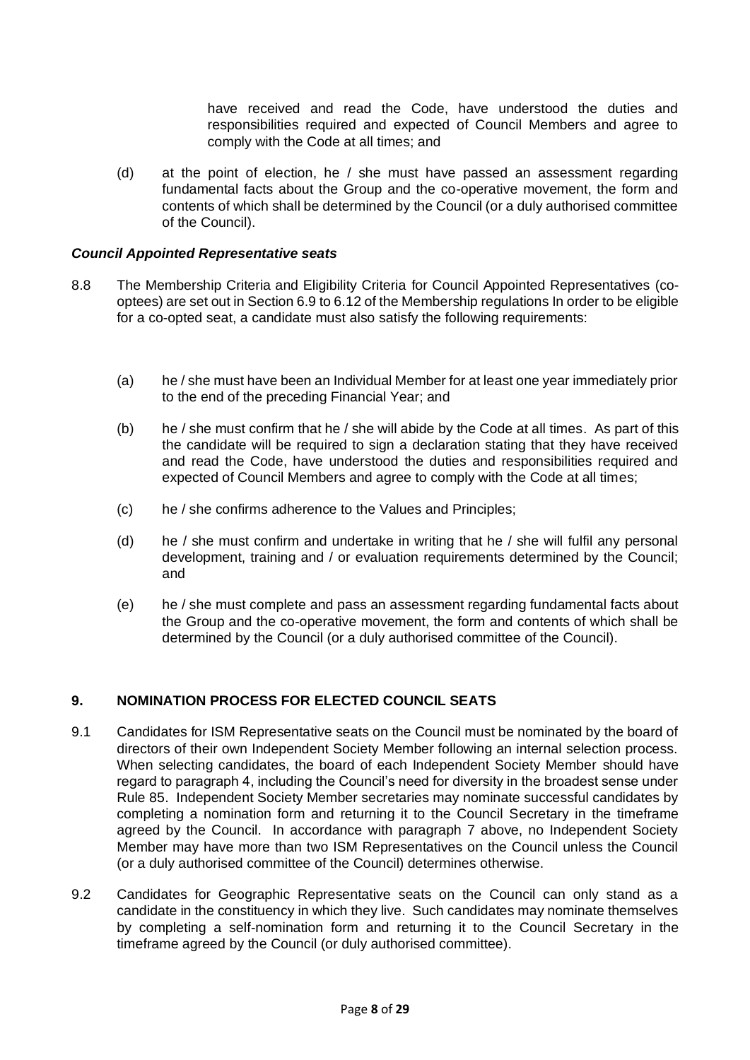have received and read the Code, have understood the duties and responsibilities required and expected of Council Members and agree to comply with the Code at all times; and

(d) at the point of election, he / she must have passed an assessment regarding fundamental facts about the Group and the co-operative movement, the form and contents of which shall be determined by the Council (or a duly authorised committee of the Council).

***Council Appointed Representative seats***

8.8 The Membership Criteria and Eligibility Criteria for Council Appointed Representatives (co-optees) are set out in Section 6.9 to 6.12 of the Membership regulations In order to be eligible for a co-opted seat, a candidate must also satisfy the following requirements:

(a) he / she must have been an Individual Member for at least one year immediately prior to the end of the preceding Financial Year; and

(b) he / she must confirm that he / she will abide by the Code at all times. As part of this the candidate will be required to sign a declaration stating that they have received and read the Code, have understood the duties and responsibilities required and expected of Council Members and agree to comply with the Code at all times;

(c) he / she confirms adherence to the Values and Principles;

(d) he / she must confirm and undertake in writing that he / she will fulfil any personal development, training and / or evaluation requirements determined by the Council; and

(e) he / she must complete and pass an assessment regarding fundamental facts about the Group and the co-operative movement, the form and contents of which shall be determined by the Council (or a duly authorised committee of the Council).

## 9. NOMINATION PROCESS FOR ELECTED COUNCIL SEATS

9.1 Candidates for ISM Representative seats on the Council must be nominated by the board of directors of their own Independent Society Member following an internal selection process. When selecting candidates, the board of each Independent Society Member should have regard to paragraph 4, including the Council's need for diversity in the broadest sense under Rule 85. Independent Society Member secretaries may nominate successful candidates by completing a nomination form and returning it to the Council Secretary in the timeframe agreed by the Council. In accordance with paragraph 7 above, no Independent Society Member may have more than two ISM Representatives on the Council unless the Council (or a duly authorised committee of the Council) determines otherwise.

9.2 Candidates for Geographic Representative seats on the Council can only stand as a candidate in the constituency in which they live. Such candidates may nominate themselves by completing a self-nomination form and returning it to the Council Secretary in the timeframe agreed by the Council (or duly authorised committee).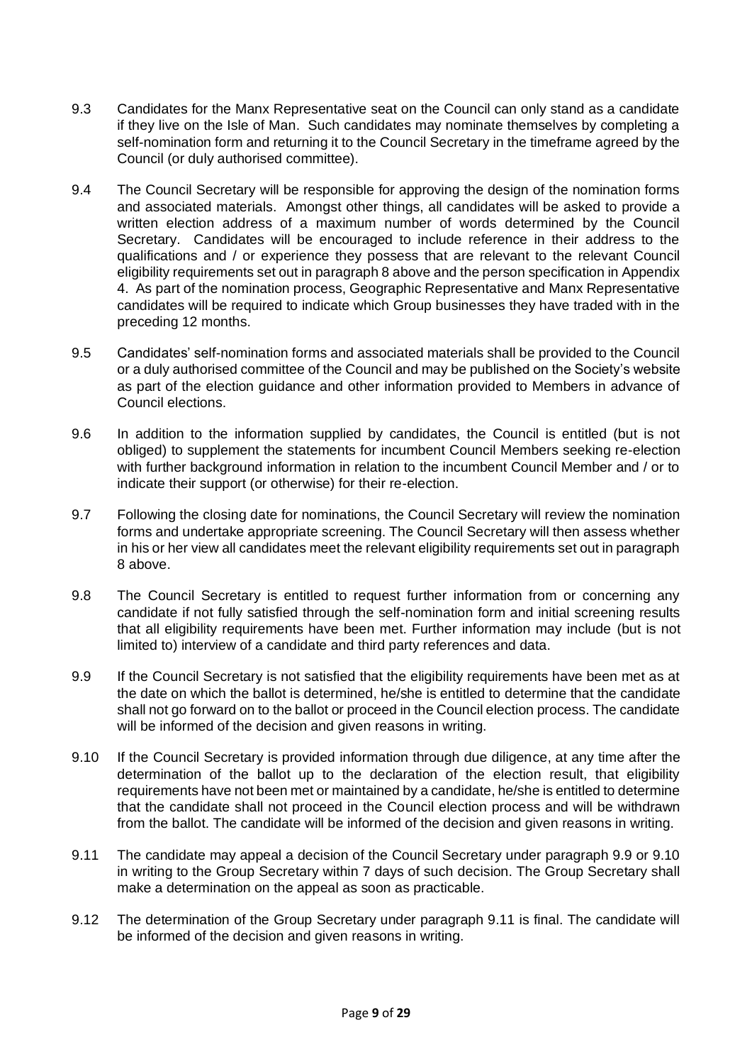9.3 Candidates for the Manx Representative seat on the Council can only stand as a candidate if they live on the Isle of Man. Such candidates may nominate themselves by completing a self-nomination form and returning it to the Council Secretary in the timeframe agreed by the Council (or duly authorised committee).

9.4 The Council Secretary will be responsible for approving the design of the nomination forms and associated materials. Amongst other things, all candidates will be asked to provide a written election address of a maximum number of words determined by the Council Secretary. Candidates will be encouraged to include reference in their address to the qualifications and / or experience they possess that are relevant to the relevant Council eligibility requirements set out in paragraph 8 above and the person specification in Appendix 4. As part of the nomination process, Geographic Representative and Manx Representative candidates will be required to indicate which Group businesses they have traded with in the preceding 12 months.

9.5 Candidates' self-nomination forms and associated materials shall be provided to the Council or a duly authorised committee of the Council and may be published on the Society's website as part of the election guidance and other information provided to Members in advance of Council elections.

9.6 In addition to the information supplied by candidates, the Council is entitled (but is not obliged) to supplement the statements for incumbent Council Members seeking re-election with further background information in relation to the incumbent Council Member and / or to indicate their support (or otherwise) for their re-election.

9.7 Following the closing date for nominations, the Council Secretary will review the nomination forms and undertake appropriate screening. The Council Secretary will then assess whether in his or her view all candidates meet the relevant eligibility requirements set out in paragraph 8 above.

9.8 The Council Secretary is entitled to request further information from or concerning any candidate if not fully satisfied through the self-nomination form and initial screening results that all eligibility requirements have been met. Further information may include (but is not limited to) interview of a candidate and third party references and data.

9.9 If the Council Secretary is not satisfied that the eligibility requirements have been met as at the date on which the ballot is determined, he/she is entitled to determine that the candidate shall not go forward on to the ballot or proceed in the Council election process. The candidate will be informed of the decision and given reasons in writing.

9.10 If the Council Secretary is provided information through due diligence, at any time after the determination of the ballot up to the declaration of the election result, that eligibility requirements have not been met or maintained by a candidate, he/she is entitled to determine that the candidate shall not proceed in the Council election process and will be withdrawn from the ballot. The candidate will be informed of the decision and given reasons in writing.

9.11 The candidate may appeal a decision of the Council Secretary under paragraph 9.9 or 9.10 in writing to the Group Secretary within 7 days of such decision. The Group Secretary shall make a determination on the appeal as soon as practicable.

9.12 The determination of the Group Secretary under paragraph 9.11 is final. The candidate will be informed of the decision and given reasons in writing.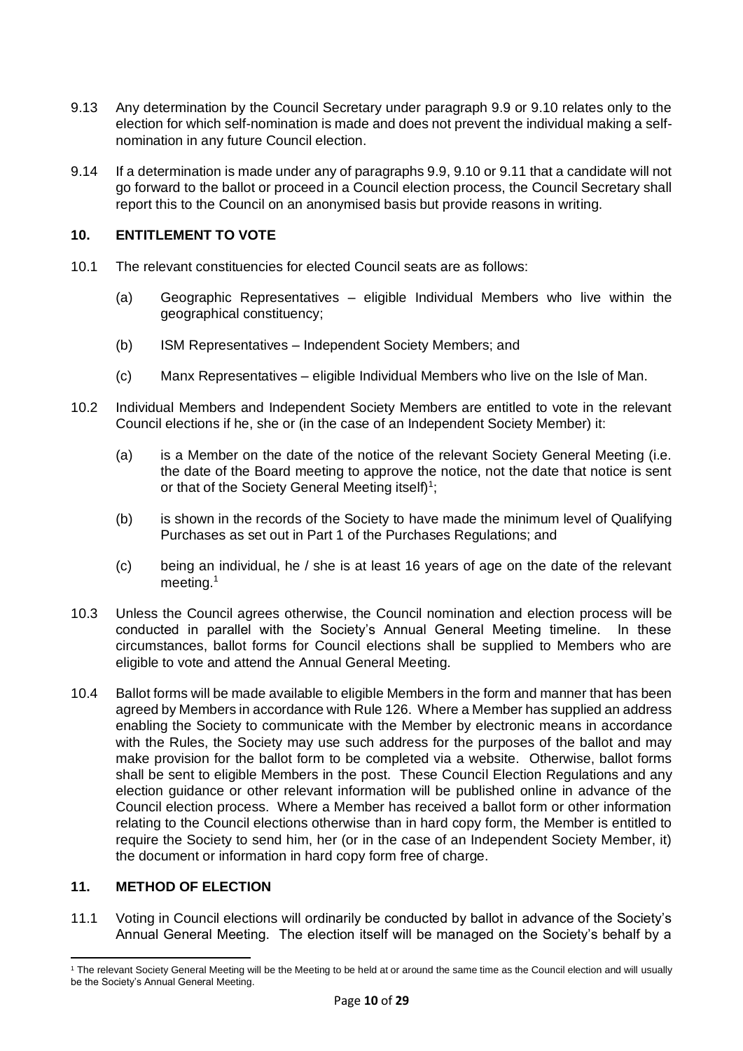9.13 Any determination by the Council Secretary under paragraph 9.9 or 9.10 relates only to the election for which self-nomination is made and does not prevent the individual making a self-nomination in any future Council election.

9.14 If a determination is made under any of paragraphs 9.9, 9.10 or 9.11 that a candidate will not go forward to the ballot or proceed in a Council election process, the Council Secretary shall report this to the Council on an anonymised basis but provide reasons in writing.

## 10. ENTITLEMENT TO VOTE

10.1 The relevant constituencies for elected Council seats are as follows:

(a) Geographic Representatives – eligible Individual Members who live within the geographical constituency;

(b) ISM Representatives – Independent Society Members; and

(c) Manx Representatives – eligible Individual Members who live on the Isle of Man.

10.2 Individual Members and Independent Society Members are entitled to vote in the relevant Council elections if he, she or (in the case of an Independent Society Member) it:

(a) is a Member on the date of the notice of the relevant Society General Meeting (i.e. the date of the Board meeting to approve the notice, not the date that notice is sent or that of the Society General Meeting itself)[1];

(b) is shown in the records of the Society to have made the minimum level of Qualifying Purchases as set out in Part 1 of the Purchases Regulations; and

(c) being an individual, he / she is at least 16 years of age on the date of the relevant meeting.[1]

10.3 Unless the Council agrees otherwise, the Council nomination and election process will be conducted in parallel with the Society's Annual General Meeting timeline. In these circumstances, ballot forms for Council elections shall be supplied to Members who are eligible to vote and attend the Annual General Meeting.

10.4 Ballot forms will be made available to eligible Members in the form and manner that has been agreed by Members in accordance with Rule 126. Where a Member has supplied an address enabling the Society to communicate with the Member by electronic means in accordance with the Rules, the Society may use such address for the purposes of the ballot and may make provision for the ballot form to be completed via a website. Otherwise, ballot forms shall be sent to eligible Members in the post. These Council Election Regulations and any election guidance or other relevant information will be published online in advance of the Council election process. Where a Member has received a ballot form or other information relating to the Council elections otherwise than in hard copy form, the Member is entitled to require the Society to send him, her (or in the case of an Independent Society Member, it) the document or information in hard copy form free of charge.

## 11. METHOD OF ELECTION

11.1 Voting in Council elections will ordinarily be conducted by ballot in advance of the Society's Annual General Meeting. The election itself will be managed on the Society's behalf by a

---

[1] The relevant Society General Meeting will be the Meeting to be held at or around the same time as the Council election and will usually be the Society's Annual General Meeting.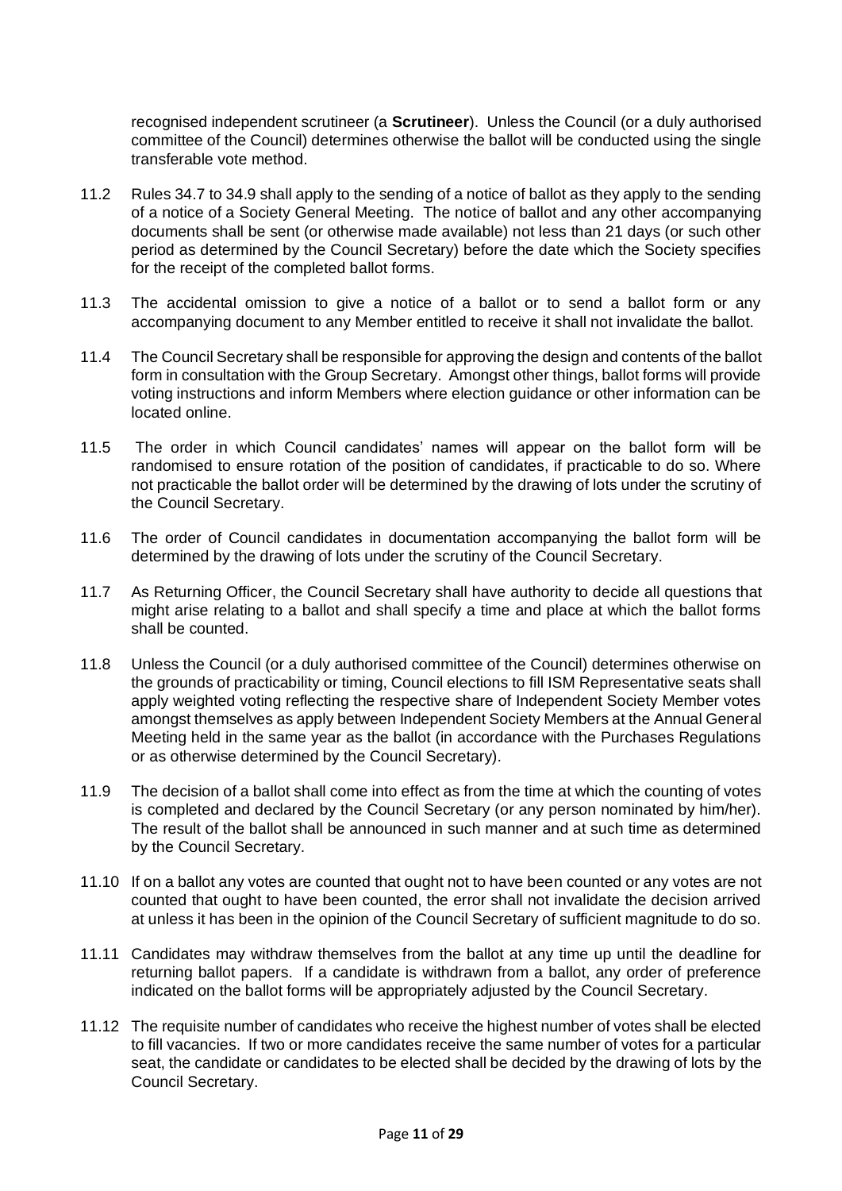recognised independent scrutineer (a **Scrutineer**). Unless the Council (or a duly authorised committee of the Council) determines otherwise the ballot will be conducted using the single transferable vote method.

11.2 Rules 34.7 to 34.9 shall apply to the sending of a notice of ballot as they apply to the sending of a notice of a Society General Meeting. The notice of ballot and any other accompanying documents shall be sent (or otherwise made available) not less than 21 days (or such other period as determined by the Council Secretary) before the date which the Society specifies for the receipt of the completed ballot forms.

11.3 The accidental omission to give a notice of a ballot or to send a ballot form or any accompanying document to any Member entitled to receive it shall not invalidate the ballot.

11.4 The Council Secretary shall be responsible for approving the design and contents of the ballot form in consultation with the Group Secretary. Amongst other things, ballot forms will provide voting instructions and inform Members where election guidance or other information can be located online.

11.5 The order in which Council candidates' names will appear on the ballot form will be randomised to ensure rotation of the position of candidates, if practicable to do so. Where not practicable the ballot order will be determined by the drawing of lots under the scrutiny of the Council Secretary.

11.6 The order of Council candidates in documentation accompanying the ballot form will be determined by the drawing of lots under the scrutiny of the Council Secretary.

11.7 As Returning Officer, the Council Secretary shall have authority to decide all questions that might arise relating to a ballot and shall specify a time and place at which the ballot forms shall be counted.

11.8 Unless the Council (or a duly authorised committee of the Council) determines otherwise on the grounds of practicability or timing, Council elections to fill ISM Representative seats shall apply weighted voting reflecting the respective share of Independent Society Member votes amongst themselves as apply between Independent Society Members at the Annual General Meeting held in the same year as the ballot (in accordance with the Purchases Regulations or as otherwise determined by the Council Secretary).

11.9 The decision of a ballot shall come into effect as from the time at which the counting of votes is completed and declared by the Council Secretary (or any person nominated by him/her). The result of the ballot shall be announced in such manner and at such time as determined by the Council Secretary.

11.10 If on a ballot any votes are counted that ought not to have been counted or any votes are not counted that ought to have been counted, the error shall not invalidate the decision arrived at unless it has been in the opinion of the Council Secretary of sufficient magnitude to do so.

11.11 Candidates may withdraw themselves from the ballot at any time up until the deadline for returning ballot papers. If a candidate is withdrawn from a ballot, any order of preference indicated on the ballot forms will be appropriately adjusted by the Council Secretary.

11.12 The requisite number of candidates who receive the highest number of votes shall be elected to fill vacancies. If two or more candidates receive the same number of votes for a particular seat, the candidate or candidates to be elected shall be decided by the drawing of lots by the Council Secretary.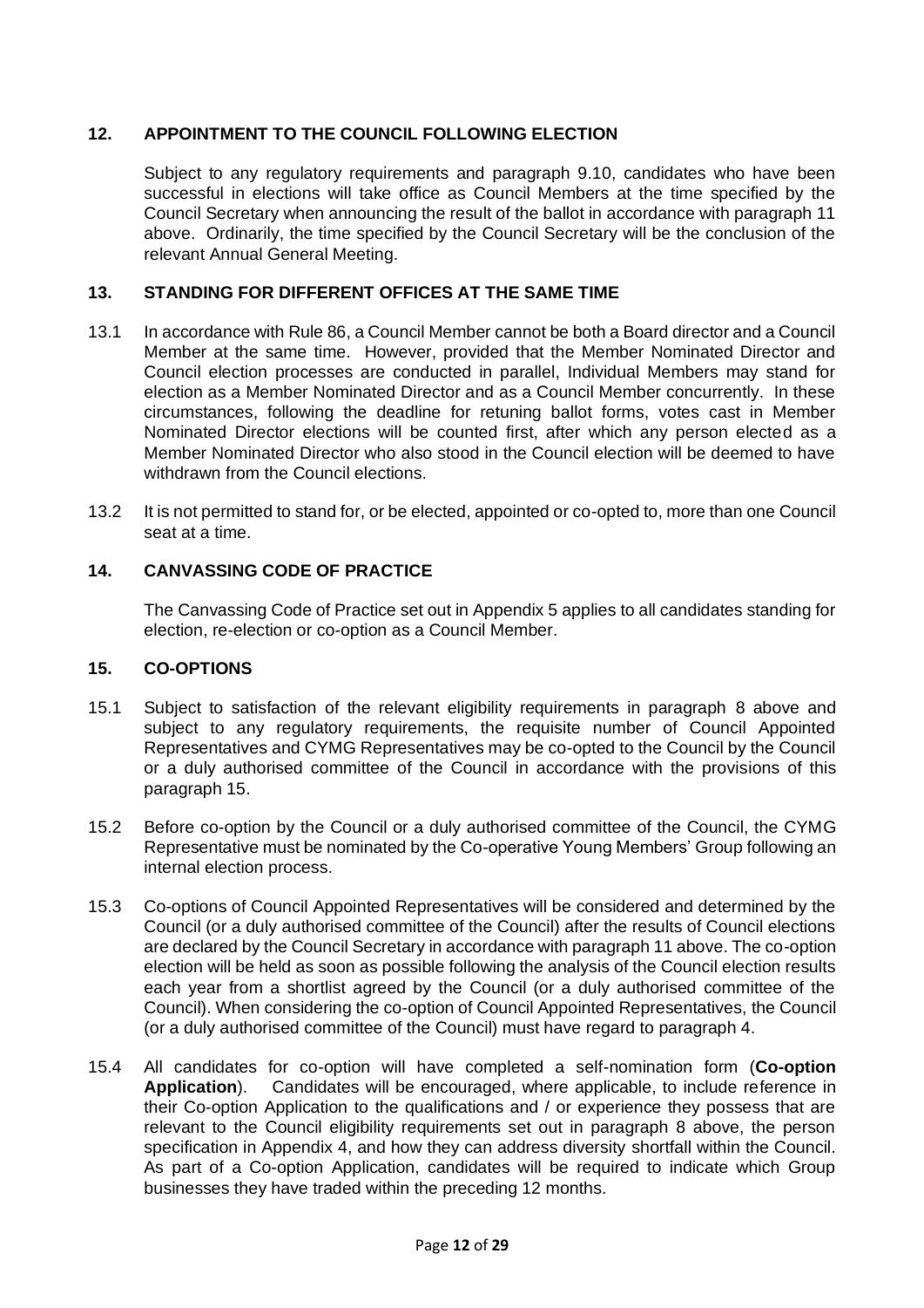## 12. APPOINTMENT TO THE COUNCIL FOLLOWING ELECTION

Subject to any regulatory requirements and paragraph 9.10, candidates who have been successful in elections will take office as Council Members at the time specified by the Council Secretary when announcing the result of the ballot in accordance with paragraph 11 above. Ordinarily, the time specified by the Council Secretary will be the conclusion of the relevant Annual General Meeting.

## 13. STANDING FOR DIFFERENT OFFICES AT THE SAME TIME

13.1 In accordance with Rule 86, a Council Member cannot be both a Board director and a Council Member at the same time. However, provided that the Member Nominated Director and Council election processes are conducted in parallel, Individual Members may stand for election as a Member Nominated Director and as a Council Member concurrently. In these circumstances, following the deadline for retuning ballot forms, votes cast in Member Nominated Director elections will be counted first, after which any person elected as a Member Nominated Director who also stood in the Council election will be deemed to have withdrawn from the Council elections.

13.2 It is not permitted to stand for, or be elected, appointed or co-opted to, more than one Council seat at a time.

## 14. CANVASSING CODE OF PRACTICE

The Canvassing Code of Practice set out in Appendix 5 applies to all candidates standing for election, re-election or co-option as a Council Member.

## 15. CO-OPTIONS

15.1 Subject to satisfaction of the relevant eligibility requirements in paragraph 8 above and subject to any regulatory requirements, the requisite number of Council Appointed Representatives and CYMG Representatives may be co-opted to the Council by the Council or a duly authorised committee of the Council in accordance with the provisions of this paragraph 15.

15.2 Before co-option by the Council or a duly authorised committee of the Council, the CYMG Representative must be nominated by the Co-operative Young Members' Group following an internal election process.

15.3 Co-options of Council Appointed Representatives will be considered and determined by the Council (or a duly authorised committee of the Council) after the results of Council elections are declared by the Council Secretary in accordance with paragraph 11 above. The co-option election will be held as soon as possible following the analysis of the Council election results each year from a shortlist agreed by the Council (or a duly authorised committee of the Council). When considering the co-option of Council Appointed Representatives, the Council (or a duly authorised committee of the Council) must have regard to paragraph 4.

15.4 All candidates for co-option will have completed a self-nomination form (**Co-option Application**). Candidates will be encouraged, where applicable, to include reference in their Co-option Application to the qualifications and / or experience they possess that are relevant to the Council eligibility requirements set out in paragraph 8 above, the person specification in Appendix 4, and how they can address diversity shortfall within the Council. As part of a Co-option Application, candidates will be required to indicate which Group businesses they have traded within the preceding 12 months.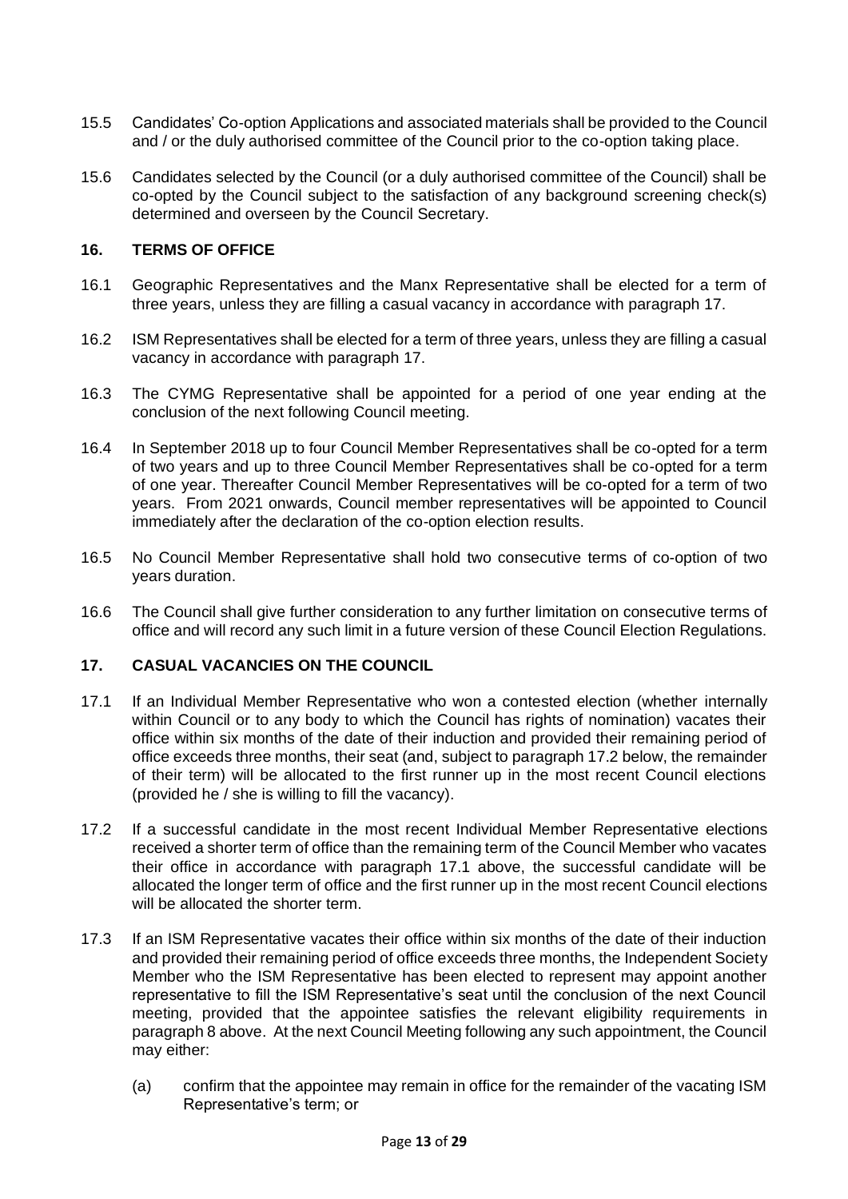15.5 Candidates' Co-option Applications and associated materials shall be provided to the Council and / or the duly authorised committee of the Council prior to the co-option taking place.

15.6 Candidates selected by the Council (or a duly authorised committee of the Council) shall be co-opted by the Council subject to the satisfaction of any background screening check(s) determined and overseen by the Council Secretary.

## 16. TERMS OF OFFICE

16.1 Geographic Representatives and the Manx Representative shall be elected for a term of three years, unless they are filling a casual vacancy in accordance with paragraph 17.

16.2 ISM Representatives shall be elected for a term of three years, unless they are filling a casual vacancy in accordance with paragraph 17.

16.3 The CYMG Representative shall be appointed for a period of one year ending at the conclusion of the next following Council meeting.

16.4 In September 2018 up to four Council Member Representatives shall be co-opted for a term of two years and up to three Council Member Representatives shall be co-opted for a term of one year. Thereafter Council Member Representatives will be co-opted for a term of two years. From 2021 onwards, Council member representatives will be appointed to Council immediately after the declaration of the co-option election results.

16.5 No Council Member Representative shall hold two consecutive terms of co-option of two years duration.

16.6 The Council shall give further consideration to any further limitation on consecutive terms of office and will record any such limit in a future version of these Council Election Regulations.

## 17. CASUAL VACANCIES ON THE COUNCIL

17.1 If an Individual Member Representative who won a contested election (whether internally within Council or to any body to which the Council has rights of nomination) vacates their office within six months of the date of their induction and provided their remaining period of office exceeds three months, their seat (and, subject to paragraph 17.2 below, the remainder of their term) will be allocated to the first runner up in the most recent Council elections (provided he / she is willing to fill the vacancy).

17.2 If a successful candidate in the most recent Individual Member Representative elections received a shorter term of office than the remaining term of the Council Member who vacates their office in accordance with paragraph 17.1 above, the successful candidate will be allocated the longer term of office and the first runner up in the most recent Council elections will be allocated the shorter term.

17.3 If an ISM Representative vacates their office within six months of the date of their induction and provided their remaining period of office exceeds three months, the Independent Society Member who the ISM Representative has been elected to represent may appoint another representative to fill the ISM Representative's seat until the conclusion of the next Council meeting, provided that the appointee satisfies the relevant eligibility requirements in paragraph 8 above. At the next Council Meeting following any such appointment, the Council may either:

(a) confirm that the appointee may remain in office for the remainder of the vacating ISM Representative's term; or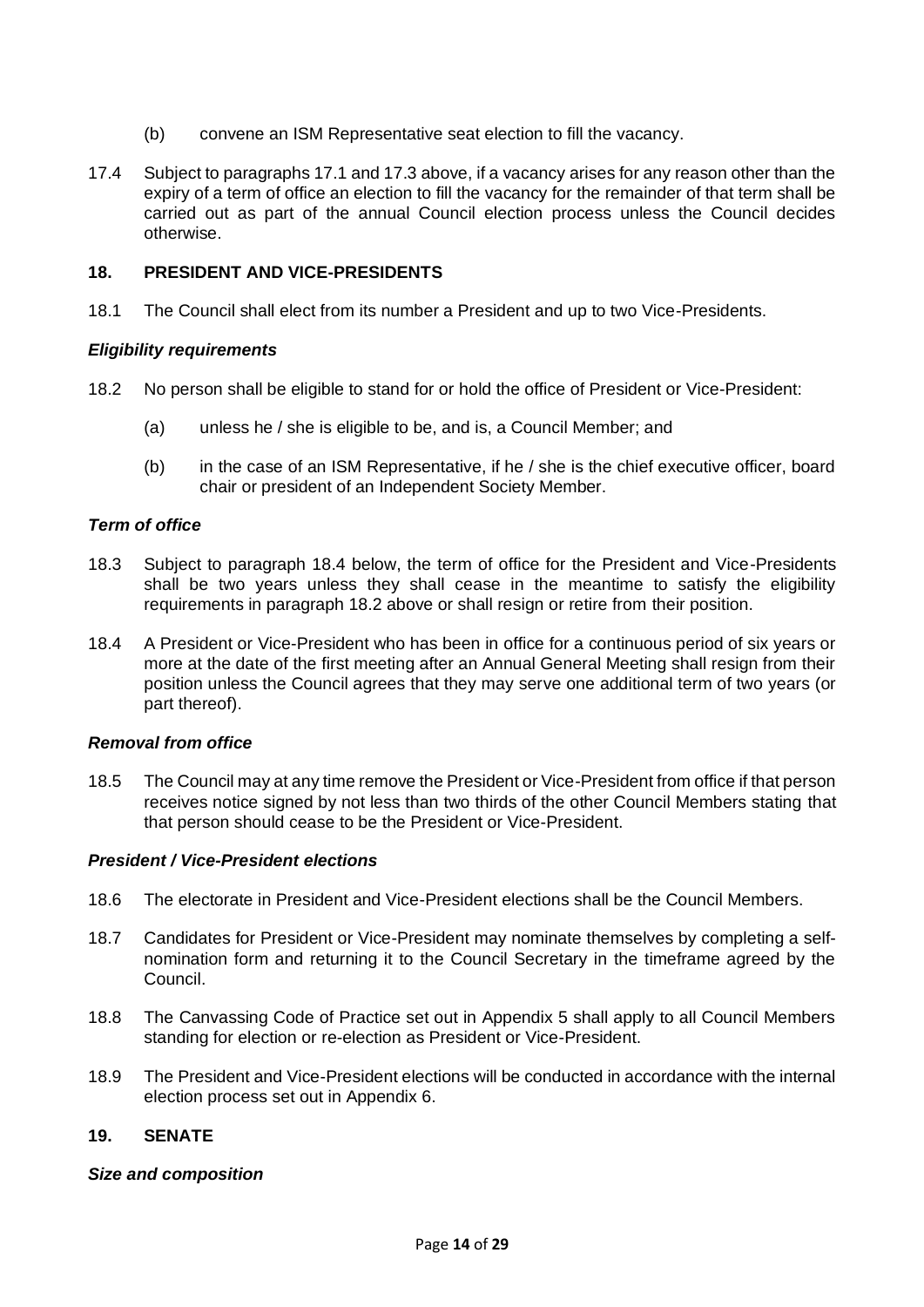(b) convene an ISM Representative seat election to fill the vacancy.

17.4 Subject to paragraphs 17.1 and 17.3 above, if a vacancy arises for any reason other than the expiry of a term of office an election to fill the vacancy for the remainder of that term shall be carried out as part of the annual Council election process unless the Council decides otherwise.

## 18. PRESIDENT AND VICE-PRESIDENTS

18.1 The Council shall elect from its number a President and up to two Vice-Presidents.

### *Eligibility requirements*

18.2 No person shall be eligible to stand for or hold the office of President or Vice-President:

(a) unless he / she is eligible to be, and is, a Council Member; and

(b) in the case of an ISM Representative, if he / she is the chief executive officer, board chair or president of an Independent Society Member.

### *Term of office*

18.3 Subject to paragraph 18.4 below, the term of office for the President and Vice-Presidents shall be two years unless they shall cease in the meantime to satisfy the eligibility requirements in paragraph 18.2 above or shall resign or retire from their position.

18.4 A President or Vice-President who has been in office for a continuous period of six years or more at the date of the first meeting after an Annual General Meeting shall resign from their position unless the Council agrees that they may serve one additional term of two years (or part thereof).

### *Removal from office*

18.5 The Council may at any time remove the President or Vice-President from office if that person receives notice signed by not less than two thirds of the other Council Members stating that that person should cease to be the President or Vice-President.

### *President / Vice-President elections*

18.6 The electorate in President and Vice-President elections shall be the Council Members.

18.7 Candidates for President or Vice-President may nominate themselves by completing a self-nomination form and returning it to the Council Secretary in the timeframe agreed by the Council.

18.8 The Canvassing Code of Practice set out in Appendix 5 shall apply to all Council Members standing for election or re-election as President or Vice-President.

18.9 The President and Vice-President elections will be conducted in accordance with the internal election process set out in Appendix 6.

## 19. SENATE

### *Size and composition*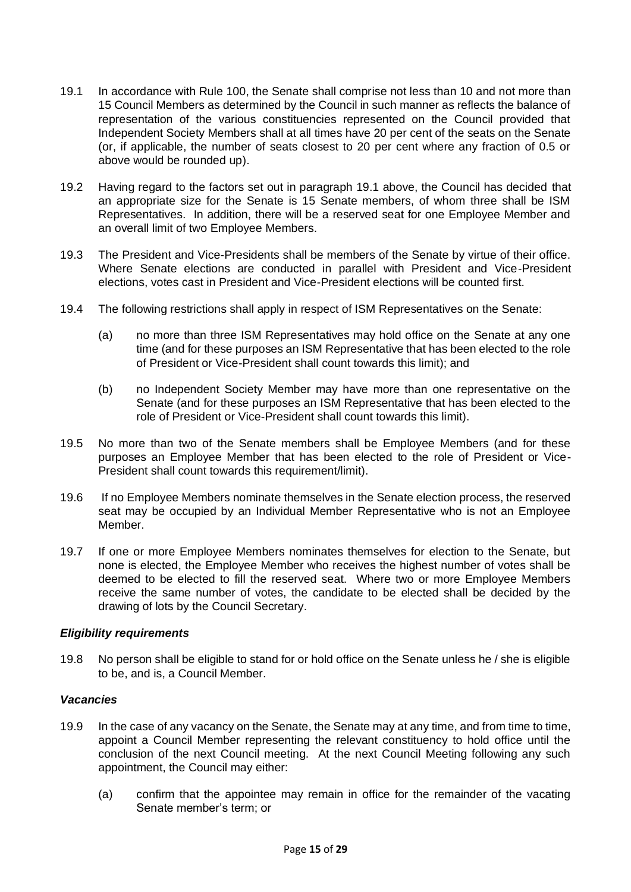19.1 In accordance with Rule 100, the Senate shall comprise not less than 10 and not more than 15 Council Members as determined by the Council in such manner as reflects the balance of representation of the various constituencies represented on the Council provided that Independent Society Members shall at all times have 20 per cent of the seats on the Senate (or, if applicable, the number of seats closest to 20 per cent where any fraction of 0.5 or above would be rounded up).

19.2 Having regard to the factors set out in paragraph 19.1 above, the Council has decided that an appropriate size for the Senate is 15 Senate members, of whom three shall be ISM Representatives. In addition, there will be a reserved seat for one Employee Member and an overall limit of two Employee Members.

19.3 The President and Vice-Presidents shall be members of the Senate by virtue of their office. Where Senate elections are conducted in parallel with President and Vice-President elections, votes cast in President and Vice-President elections will be counted first.

19.4 The following restrictions shall apply in respect of ISM Representatives on the Senate:

(a) no more than three ISM Representatives may hold office on the Senate at any one time (and for these purposes an ISM Representative that has been elected to the role of President or Vice-President shall count towards this limit); and

(b) no Independent Society Member may have more than one representative on the Senate (and for these purposes an ISM Representative that has been elected to the role of President or Vice-President shall count towards this limit).

19.5 No more than two of the Senate members shall be Employee Members (and for these purposes an Employee Member that has been elected to the role of President or Vice-President shall count towards this requirement/limit).

19.6 If no Employee Members nominate themselves in the Senate election process, the reserved seat may be occupied by an Individual Member Representative who is not an Employee Member.

19.7 If one or more Employee Members nominates themselves for election to the Senate, but none is elected, the Employee Member who receives the highest number of votes shall be deemed to be elected to fill the reserved seat. Where two or more Employee Members receive the same number of votes, the candidate to be elected shall be decided by the drawing of lots by the Council Secretary.

***Eligibility requirements***

19.8 No person shall be eligible to stand for or hold office on the Senate unless he / she is eligible to be, and is, a Council Member.

***Vacancies***

19.9 In the case of any vacancy on the Senate, the Senate may at any time, and from time to time, appoint a Council Member representing the relevant constituency to hold office until the conclusion of the next Council meeting. At the next Council Meeting following any such appointment, the Council may either:

(a) confirm that the appointee may remain in office for the remainder of the vacating Senate member's term; or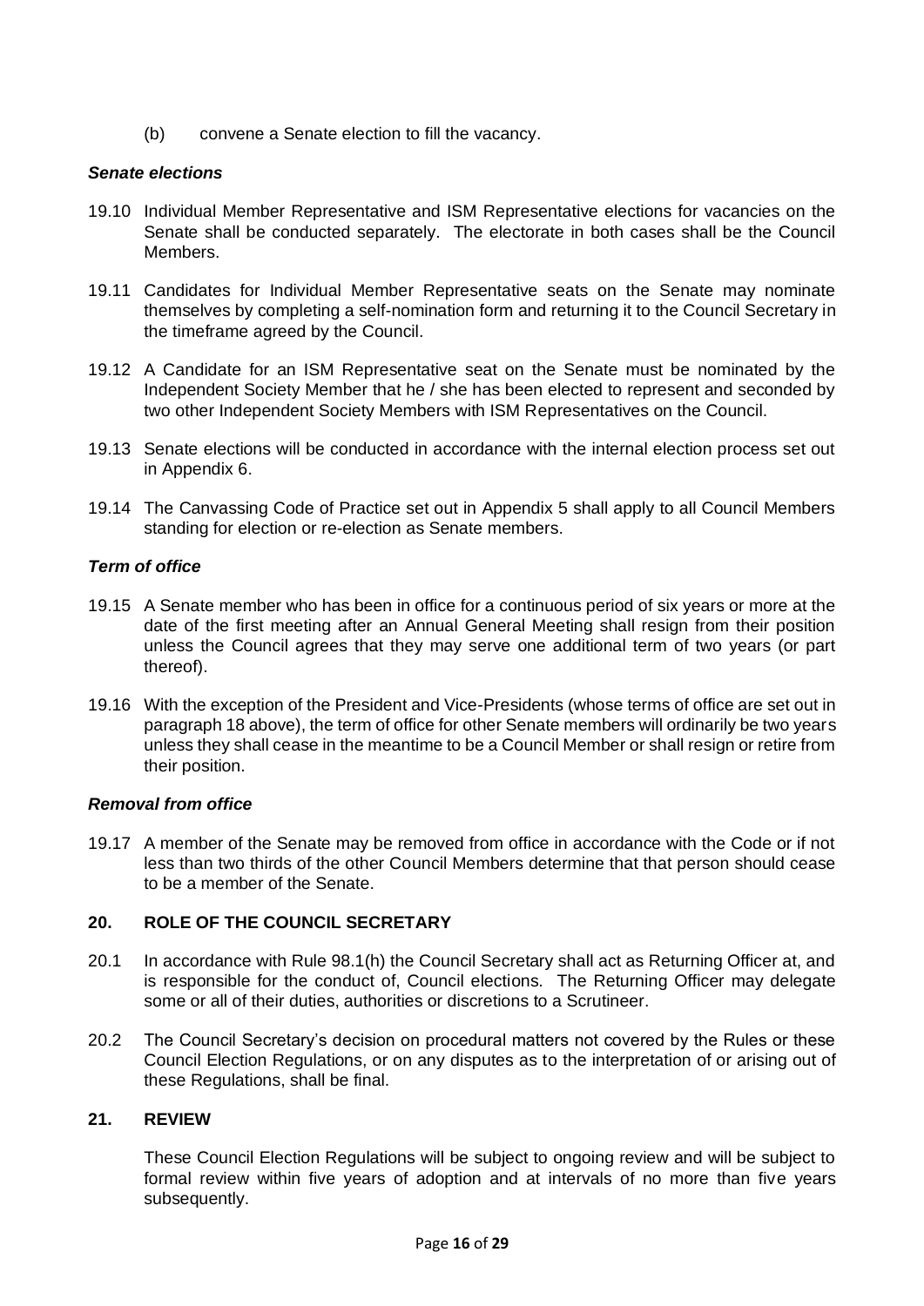(b) convene a Senate election to fill the vacancy.

### *Senate elections*

19.10 Individual Member Representative and ISM Representative elections for vacancies on the Senate shall be conducted separately. The electorate in both cases shall be the Council Members.

19.11 Candidates for Individual Member Representative seats on the Senate may nominate themselves by completing a self-nomination form and returning it to the Council Secretary in the timeframe agreed by the Council.

19.12 A Candidate for an ISM Representative seat on the Senate must be nominated by the Independent Society Member that he / she has been elected to represent and seconded by two other Independent Society Members with ISM Representatives on the Council.

19.13 Senate elections will be conducted in accordance with the internal election process set out in Appendix 6.

19.14 The Canvassing Code of Practice set out in Appendix 5 shall apply to all Council Members standing for election or re-election as Senate members.

### *Term of office*

19.15 A Senate member who has been in office for a continuous period of six years or more at the date of the first meeting after an Annual General Meeting shall resign from their position unless the Council agrees that they may serve one additional term of two years (or part thereof).

19.16 With the exception of the President and Vice-Presidents (whose terms of office are set out in paragraph 18 above), the term of office for other Senate members will ordinarily be two years unless they shall cease in the meantime to be a Council Member or shall resign or retire from their position.

### *Removal from office*

19.17 A member of the Senate may be removed from office in accordance with the Code or if not less than two thirds of the other Council Members determine that that person should cease to be a member of the Senate.

## 20. ROLE OF THE COUNCIL SECRETARY

20.1 In accordance with Rule 98.1(h) the Council Secretary shall act as Returning Officer at, and is responsible for the conduct of, Council elections. The Returning Officer may delegate some or all of their duties, authorities or discretions to a Scrutineer.

20.2 The Council Secretary's decision on procedural matters not covered by the Rules or these Council Election Regulations, or on any disputes as to the interpretation of or arising out of these Regulations, shall be final.

## 21. REVIEW

These Council Election Regulations will be subject to ongoing review and will be subject to formal review within five years of adoption and at intervals of no more than five years subsequently.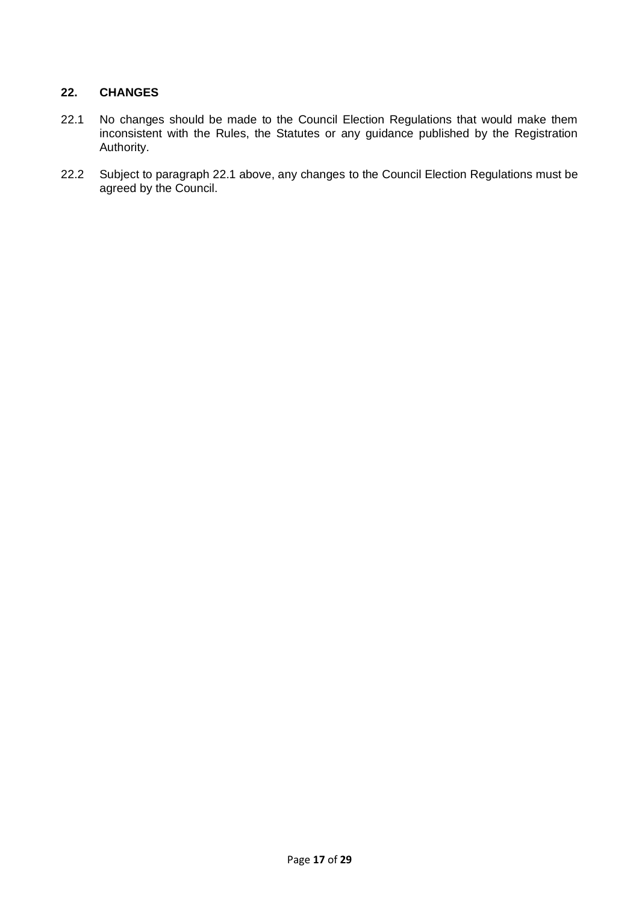## 22. CHANGES

22.1 No changes should be made to the Council Election Regulations that would make them inconsistent with the Rules, the Statutes or any guidance published by the Registration Authority.

22.2 Subject to paragraph 22.1 above, any changes to the Council Election Regulations must be agreed by the Council.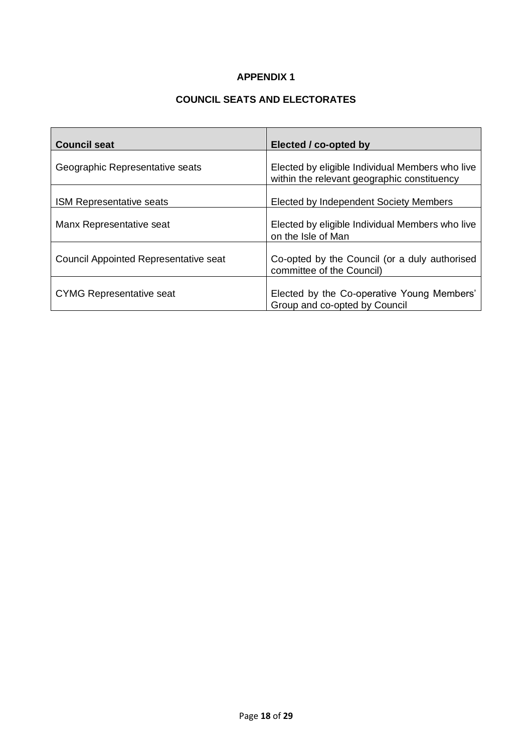# APPENDIX 1

## COUNCIL SEATS AND ELECTORATES

| Council seat | Elected / co-opted by |
|---|---|
| Geographic Representative seats | Elected by eligible Individual Members who live within the relevant geographic constituency |
| ISM Representative seats | Elected by Independent Society Members |
| Manx Representative seat | Elected by eligible Individual Members who live on the Isle of Man |
| Council Appointed Representative seat | Co-opted by the Council (or a duly authorised committee of the Council) |
| CYMG Representative seat | Elected by the Co-operative Young Members' Group and co-opted by Council |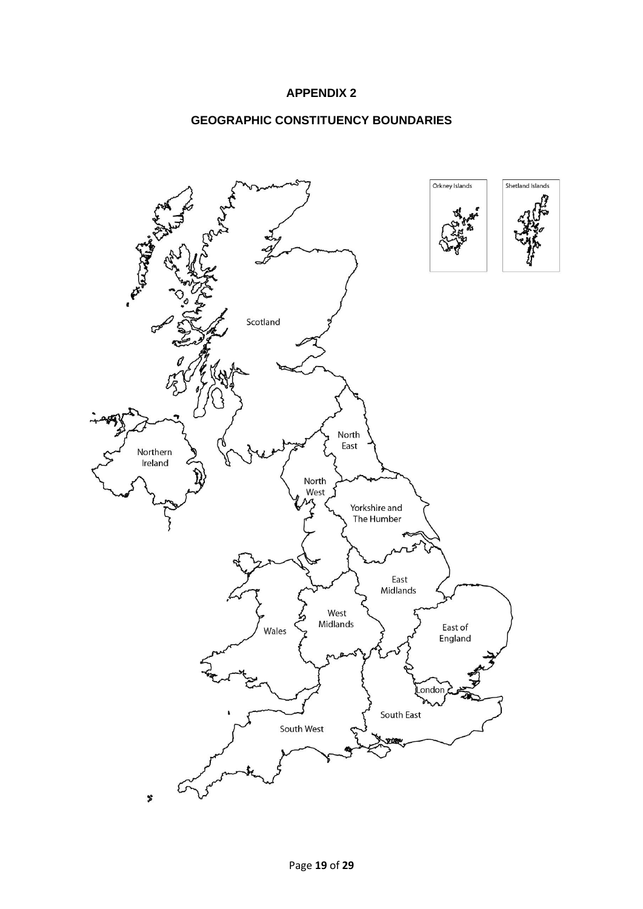# APPENDIX 2

## GEOGRAPHIC CONSTITUENCY BOUNDARIES

Orkney Islands

Shetland Islands

Scotland

Northern Ireland

North East

North West

Yorkshire and The Humber

East Midlands

West Midlands

Wales

East of England

London

South East

South West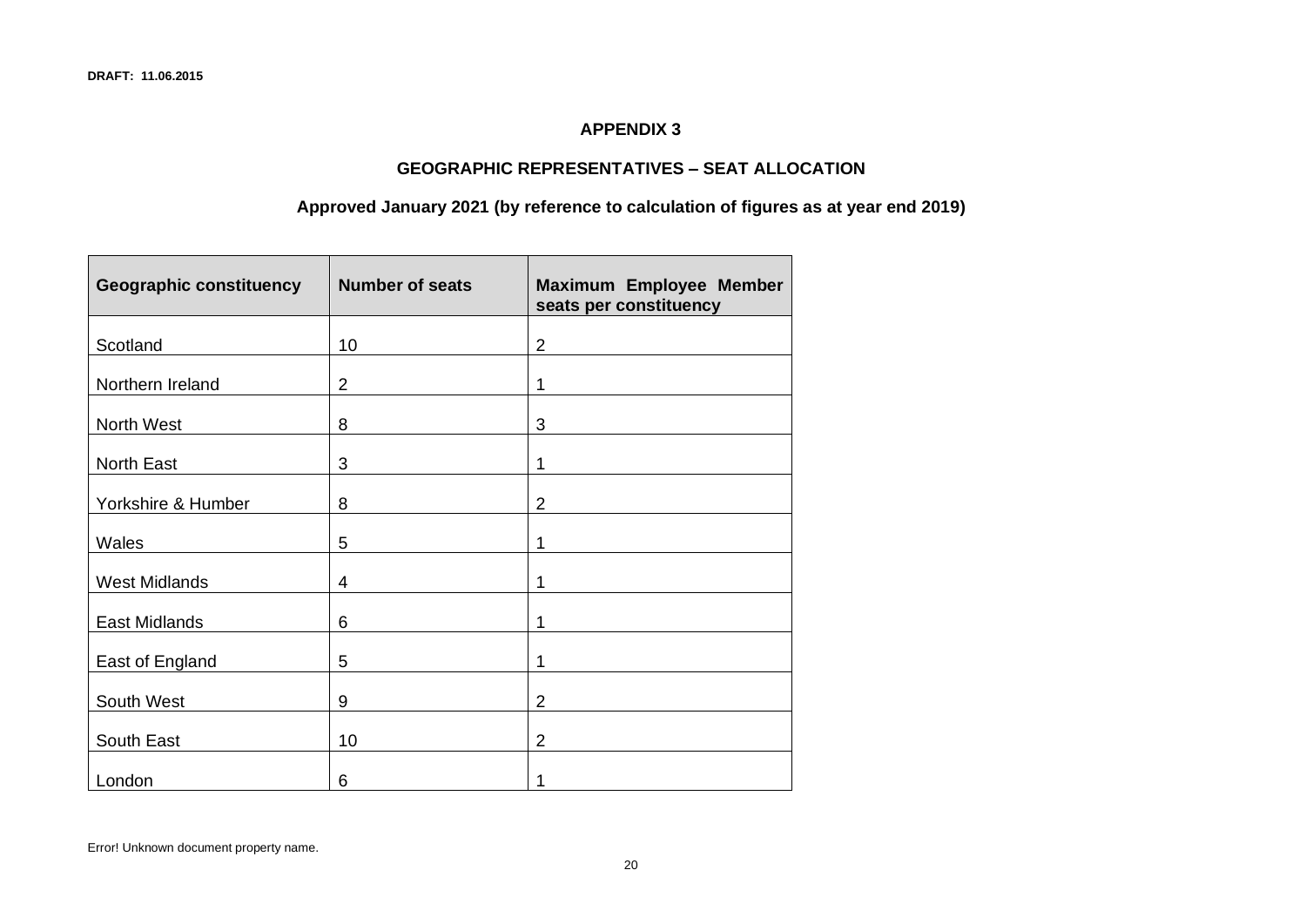DRAFT: 11.06.2015

## APPENDIX 3

## GEOGRAPHIC REPRESENTATIVES – SEAT ALLOCATION

### Approved January 2021 (by reference to calculation of figures as at year end 2019)

| Geographic constituency | Number of seats | Maximum Employee Member seats per constituency |
| --- | --- | --- |
| Scotland | 10 | 2 |
| Northern Ireland | 2 | 1 |
| North West | 8 | 3 |
| North East | 3 | 1 |
| Yorkshire & Humber | 8 | 2 |
| Wales | 5 | 1 |
| West Midlands | 4 | 1 |
| East Midlands | 6 | 1 |
| East of England | 5 | 1 |
| South West | 9 | 2 |
| South East | 10 | 2 |
| London | 6 | 1 |

Error! Unknown document property name.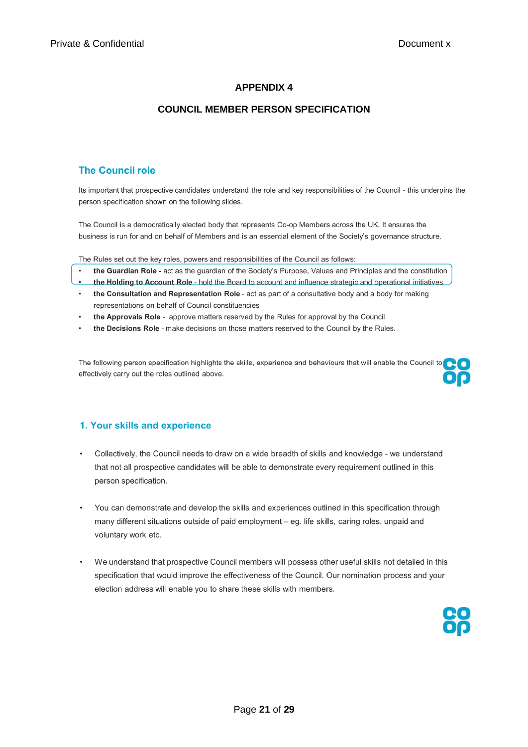## APPENDIX 4

## COUNCIL MEMBER PERSON SPECIFICATION

### The Council role

Its important that prospective candidates understand the role and key responsibilities of the Council - this underpins the person specification shown on the following slides.

The Council is a democratically elected body that represents Co-op Members across the UK. It ensures the business is run for and on behalf of Members and is an essential element of the Society's governance structure.

The Rules set out the key roles, powers and responsibilities of the Council as follows:

- **the Guardian Role -** act as the guardian of the Society's Purpose, Values and Principles and the constitution
- **the Holding to Account Role** - hold the Board to account and influence strategic and operational initiatives
- **the Consultation and Representation Role** - act as part of a consultative body and a body for making representations on behalf of Council constituencies
- **the Approvals Role** - approve matters reserved by the Rules for approval by the Council
- **the Decisions Role** - make decisions on those matters reserved to the Council by the Rules.

The following person specification highlights the skills, experience and behaviours that will enable the Council to effectively carry out the roles outlined above.

### 1. Your skills and experience

- Collectively, the Council needs to draw on a wide breadth of skills and knowledge - we understand that not all prospective candidates will be able to demonstrate every requirement outlined in this person specification.
- You can demonstrate and develop the skills and experiences outlined in this specification through many different situations outside of paid employment – eg. life skills, caring roles, unpaid and voluntary work etc.
- We understand that prospective Council members will possess other useful skills not detailed in this specification that would improve the effectiveness of the Council. Our nomination process and your election address will enable you to share these skills with members.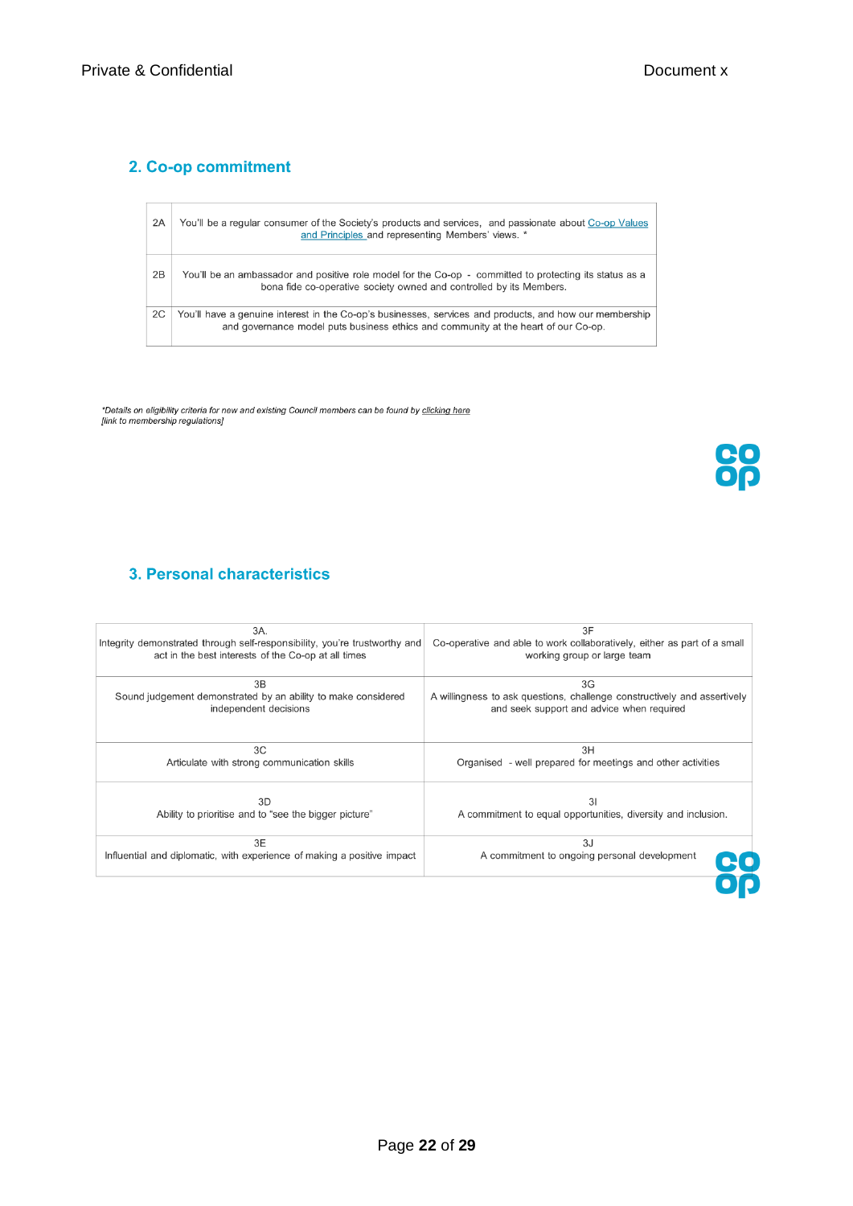## 2. Co-op commitment

| | |
|---|---|
| 2A | You'll be a regular consumer of the Society's products and services, and passionate about Co-op Values and Principles and representing Members' views. * |
| 2B | You'll be an ambassador and positive role model for the Co-op - committed to protecting its status as a bona fide co-operative society owned and controlled by its Members. |
| 2C | You'll have a genuine interest in the Co-op's businesses, services and products, and how our membership and governance model puts business ethics and community at the heart of our Co-op. |

*\*Details on eligibility criteria for new and existing Council members can be found by clicking here [link to membership regulations]*

## 3. Personal characteristics

| | |
|---|---|
| 3A. Integrity demonstrated through self-responsibility, you're trustworthy and act in the best interests of the Co-op at all times | 3F Co-operative and able to work collaboratively, either as part of a small working group or large team |
| 3B Sound judgement demonstrated by an ability to make considered independent decisions | 3G A willingness to ask questions, challenge constructively and assertively and seek support and advice when required |
| 3C Articulate with strong communication skills | 3H Organised - well prepared for meetings and other activities |
| 3D Ability to prioritise and to "see the bigger picture" | 3I A commitment to equal opportunities, diversity and inclusion. |
| 3E Influential and diplomatic, with experience of making a positive impact | 3J A commitment to ongoing personal development |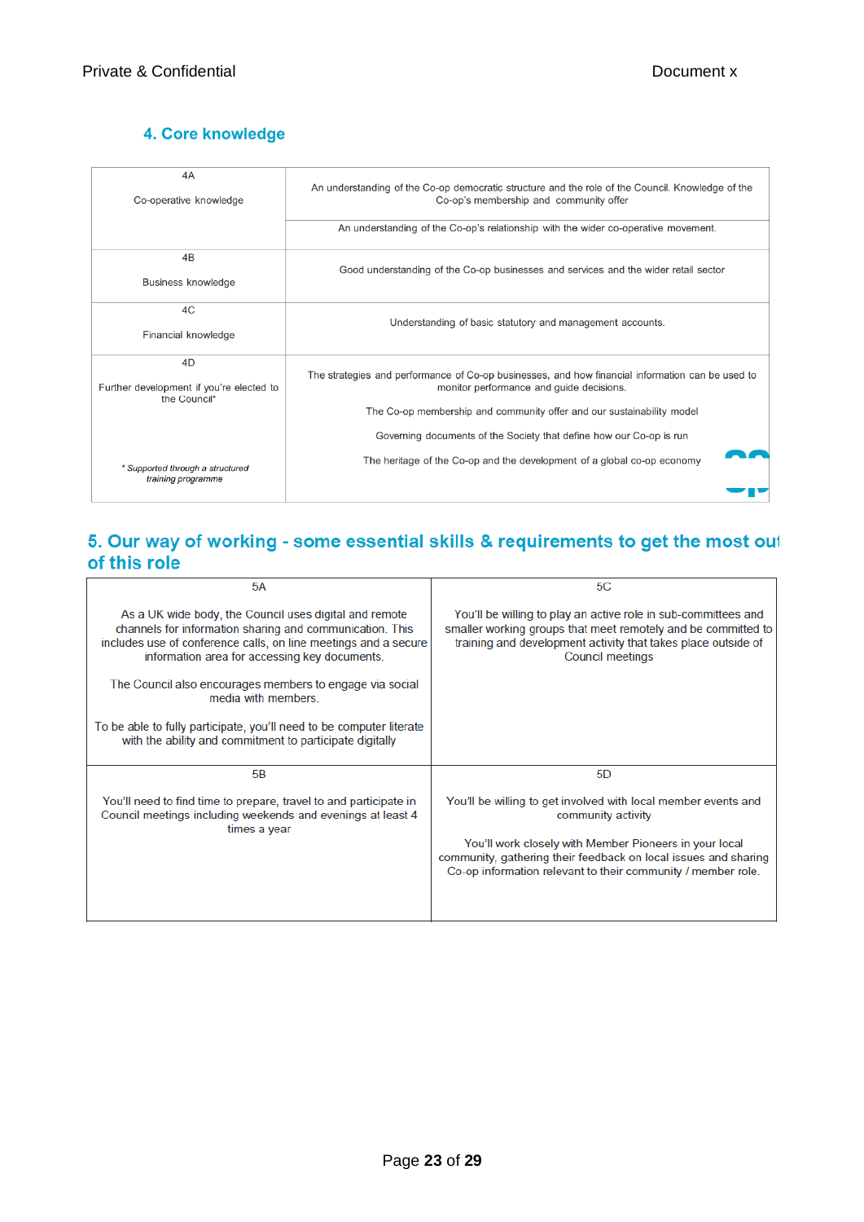## 4. Core knowledge

| | |
|---|---|
| 4A<br><br>Co-operative knowledge | An understanding of the Co-op democratic structure and the role of the Council. Knowledge of the Co-op's membership and community offer<br><br>An understanding of the Co-op's relationship with the wider co-operative movement. |
| 4B<br><br>Business knowledge | Good understanding of the Co-op businesses and services and the wider retail sector |
| 4C<br><br>Financial knowledge | Understanding of basic statutory and management accounts. |
| 4D<br><br>Further development if you're elected to the Council*<br><br>*\* Supported through a structured training programme* | The strategies and performance of Co-op businesses, and how financial information can be used to monitor performance and guide decisions.<br><br>The Co-op membership and community offer and our sustainability model<br><br>Governing documents of the Society that define how our Co-op is run<br><br>The heritage of the Co-op and the development of a global co-op economy |

## 5. Our way of working - some essential skills & requirements to get the most out of this role

| | |
|---|---|
| 5A<br><br>As a UK wide body, the Council uses digital and remote channels for information sharing and communication. This includes use of conference calls, on line meetings and a secure information area for accessing key documents.<br><br>The Council also encourages members to engage via social media with members.<br><br>To be able to fully participate, you'll need to be computer literate with the ability and commitment to participate digitally | 5C<br><br>You'll be willing to play an active role in sub-committees and smaller working groups that meet remotely and be committed to training and development activity that takes place outside of Council meetings |
| 5B<br><br>You'll need to find time to prepare, travel to and participate in Council meetings including weekends and evenings at least 4 times a year | 5D<br><br>You'll be willing to get involved with local member events and community activity<br><br>You'll work closely with Member Pioneers in your local community, gathering their feedback on local issues and sharing Co-op information relevant to their community / member role. |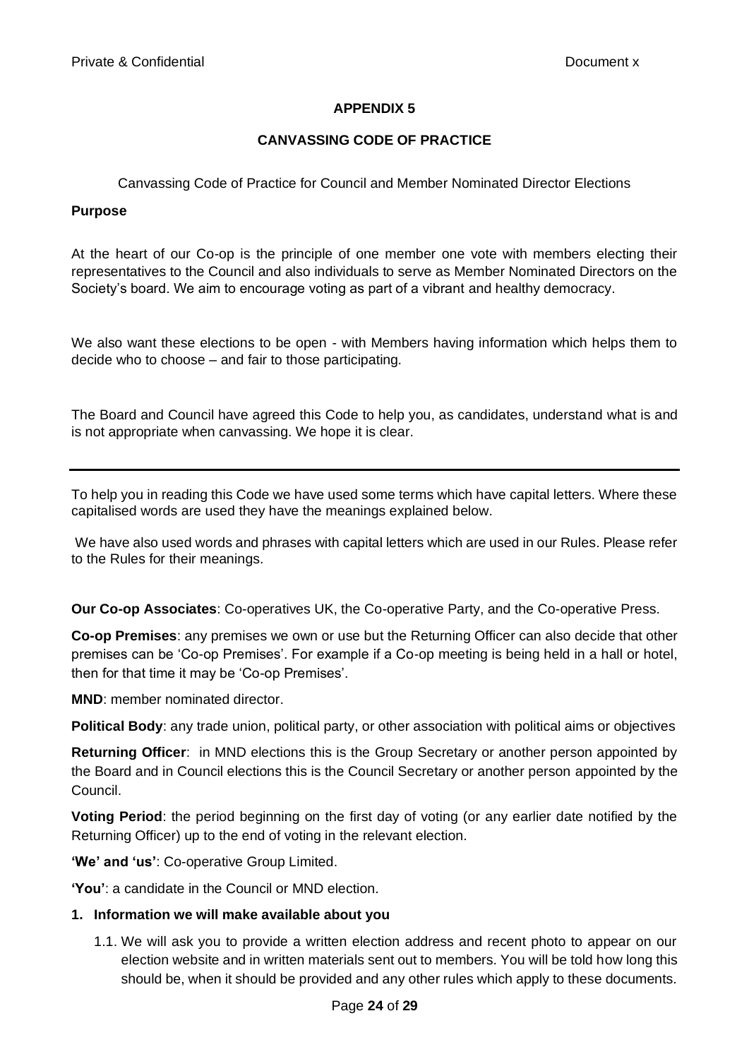## APPENDIX 5

## CANVASSING CODE OF PRACTICE

Canvassing Code of Practice for Council and Member Nominated Director Elections

**Purpose**

At the heart of our Co-op is the principle of one member one vote with members electing their representatives to the Council and also individuals to serve as Member Nominated Directors on the Society's board. We aim to encourage voting as part of a vibrant and healthy democracy.

We also want these elections to be open - with Members having information which helps them to decide who to choose – and fair to those participating.

The Board and Council have agreed this Code to help you, as candidates, understand what is and is not appropriate when canvassing. We hope it is clear.

---

To help you in reading this Code we have used some terms which have capital letters. Where these capitalised words are used they have the meanings explained below.

We have also used words and phrases with capital letters which are used in our Rules. Please refer to the Rules for their meanings.

**Our Co-op Associates**: Co-operatives UK, the Co-operative Party, and the Co-operative Press.

**Co-op Premises**: any premises we own or use but the Returning Officer can also decide that other premises can be 'Co-op Premises'. For example if a Co-op meeting is being held in a hall or hotel, then for that time it may be 'Co-op Premises'.

**MND**: member nominated director.

**Political Body**: any trade union, political party, or other association with political aims or objectives

**Returning Officer**: in MND elections this is the Group Secretary or another person appointed by the Board and in Council elections this is the Council Secretary or another person appointed by the Council.

**Voting Period**: the period beginning on the first day of voting (or any earlier date notified by the Returning Officer) up to the end of voting in the relevant election.

**'We' and 'us'**: Co-operative Group Limited.

**'You'**: a candidate in the Council or MND election.

1. **Information we will make available about you**
    1.1. We will ask you to provide a written election address and recent photo to appear on our election website and in written materials sent out to members. You will be told how long this should be, when it should be provided and any other rules which apply to these documents.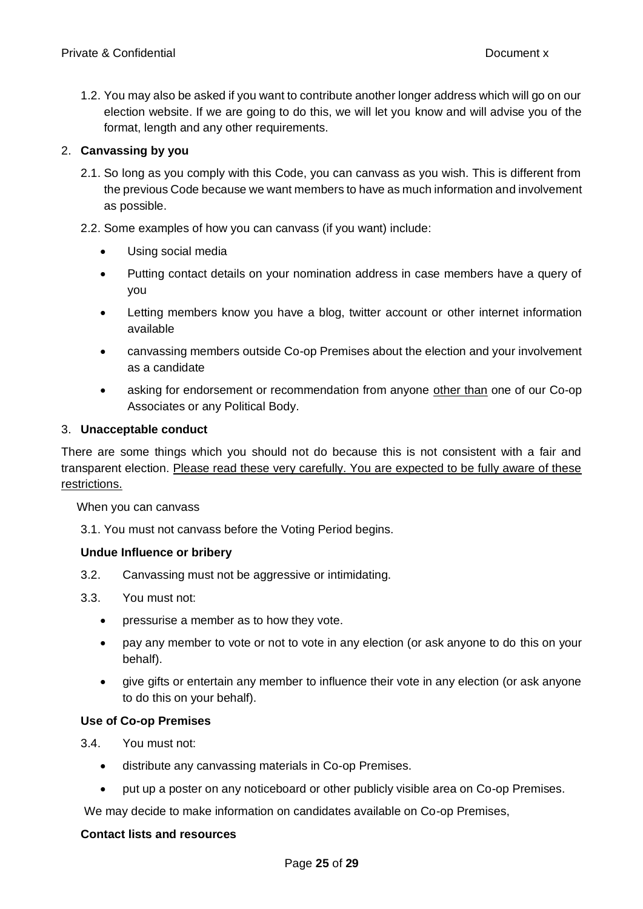1.2. You may also be asked if you want to contribute another longer address which will go on our election website. If we are going to do this, we will let you know and will advise you of the format, length and any other requirements.

2. **Canvassing by you**

2.1. So long as you comply with this Code, you can canvass as you wish. This is different from the previous Code because we want members to have as much information and involvement as possible.

2.2. Some examples of how you can canvass (if you want) include:

- Using social media
- Putting contact details on your nomination address in case members have a query of you
- Letting members know you have a blog, twitter account or other internet information available
- canvassing members outside Co-op Premises about the election and your involvement as a candidate
- asking for endorsement or recommendation from anyone <u>other than</u> one of our Co-op Associates or any Political Body.

3. **Unacceptable conduct**

There are some things which you should not do because this is not consistent with a fair and transparent election. <u>Please read these very carefully. You are expected to be fully aware of these restrictions.</u>

When you can canvass

3.1. You must not canvass before the Voting Period begins.

**Undue Influence or bribery**

3.2. Canvassing must not be aggressive or intimidating.

3.3. You must not:

- pressurise a member as to how they vote.
- pay any member to vote or not to vote in any election (or ask anyone to do this on your behalf).
- give gifts or entertain any member to influence their vote in any election (or ask anyone to do this on your behalf).

**Use of Co-op Premises**

3.4. You must not:

- distribute any canvassing materials in Co-op Premises.
- put up a poster on any noticeboard or other publicly visible area on Co-op Premises.

We may decide to make information on candidates available on Co-op Premises,

**Contact lists and resources**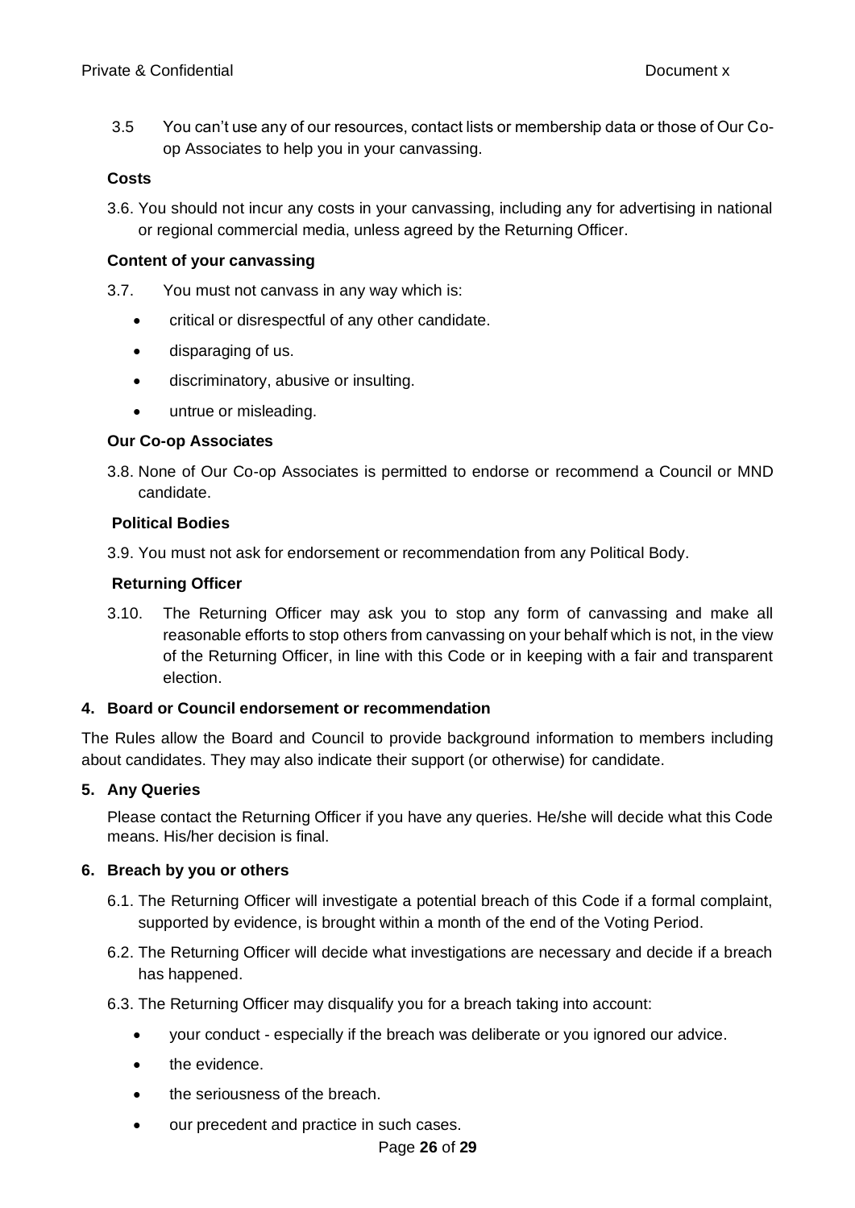3.5 You can't use any of our resources, contact lists or membership data or those of Our Co-op Associates to help you in your canvassing.

**Costs**

3.6. You should not incur any costs in your canvassing, including any for advertising in national or regional commercial media, unless agreed by the Returning Officer.

**Content of your canvassing**

3.7. You must not canvass in any way which is:

- critical or disrespectful of any other candidate.
- disparaging of us.
- discriminatory, abusive or insulting.
- untrue or misleading.

**Our Co-op Associates**

3.8. None of Our Co-op Associates is permitted to endorse or recommend a Council or MND candidate.

**Political Bodies**

3.9. You must not ask for endorsement or recommendation from any Political Body.

**Returning Officer**

3.10. The Returning Officer may ask you to stop any form of canvassing and make all reasonable efforts to stop others from canvassing on your behalf which is not, in the view of the Returning Officer, in line with this Code or in keeping with a fair and transparent election.

**4. Board or Council endorsement or recommendation**

The Rules allow the Board and Council to provide background information to members including about candidates. They may also indicate their support (or otherwise) for candidate.

**5. Any Queries**

Please contact the Returning Officer if you have any queries. He/she will decide what this Code means. His/her decision is final.

**6. Breach by you or others**

6.1. The Returning Officer will investigate a potential breach of this Code if a formal complaint, supported by evidence, is brought within a month of the end of the Voting Period.

6.2. The Returning Officer will decide what investigations are necessary and decide if a breach has happened.

6.3. The Returning Officer may disqualify you for a breach taking into account:

- your conduct - especially if the breach was deliberate or you ignored our advice.
- the evidence.
- the seriousness of the breach.
- our precedent and practice in such cases.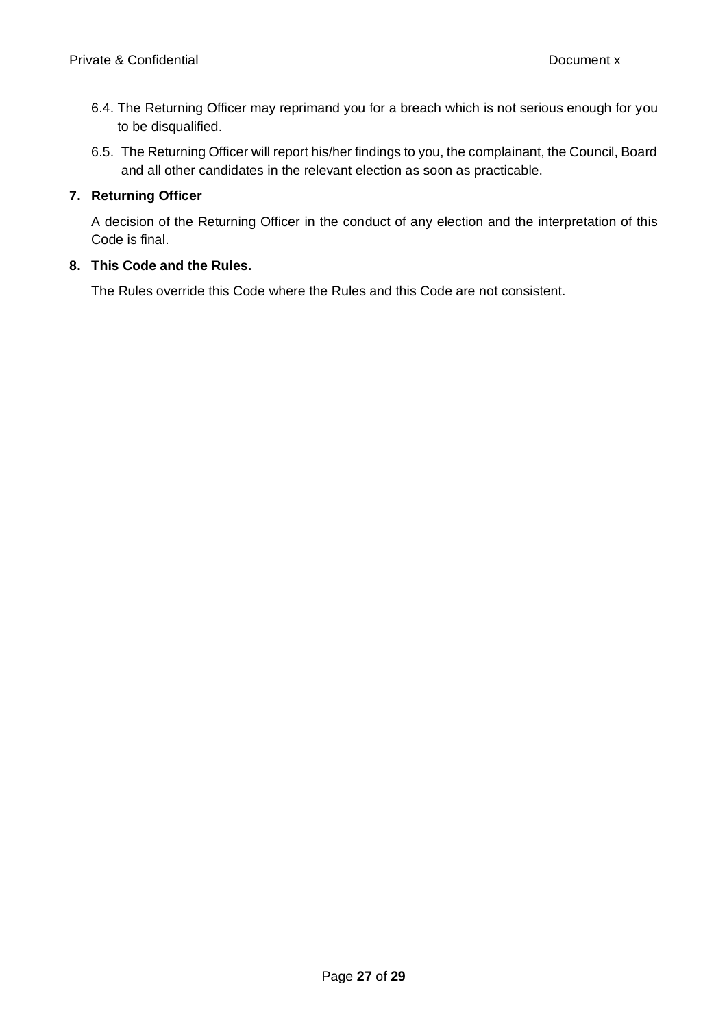6.4. The Returning Officer may reprimand you for a breach which is not serious enough for you to be disqualified.

6.5. The Returning Officer will report his/her findings to you, the complainant, the Council, Board and all other candidates in the relevant election as soon as practicable.

**7. Returning Officer**

A decision of the Returning Officer in the conduct of any election and the interpretation of this Code is final.

**8. This Code and the Rules.**

The Rules override this Code where the Rules and this Code are not consistent.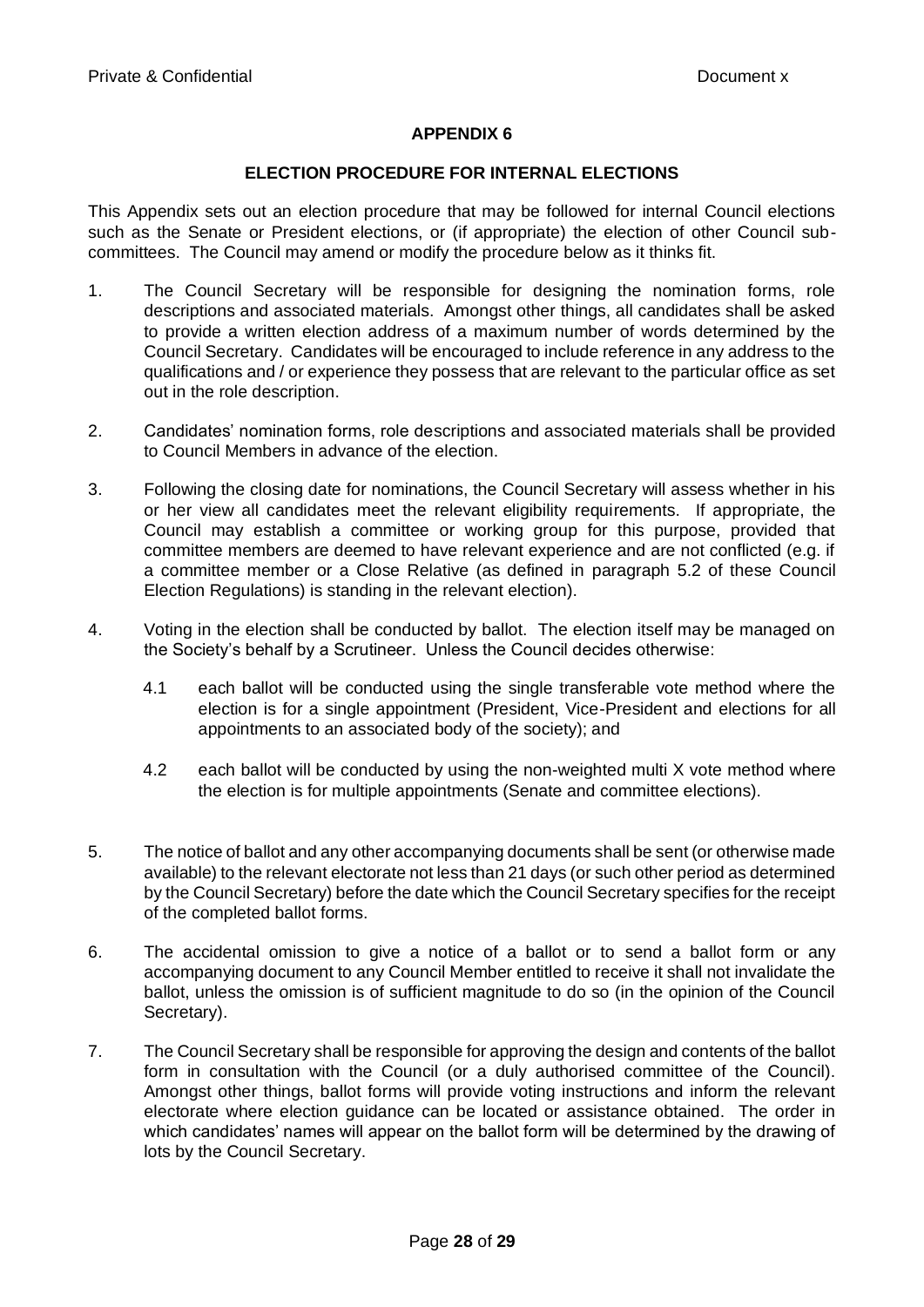## APPENDIX 6

### ELECTION PROCEDURE FOR INTERNAL ELECTIONS

This Appendix sets out an election procedure that may be followed for internal Council elections such as the Senate or President elections, or (if appropriate) the election of other Council sub-committees. The Council may amend or modify the procedure below as it thinks fit.

1. The Council Secretary will be responsible for designing the nomination forms, role descriptions and associated materials. Amongst other things, all candidates shall be asked to provide a written election address of a maximum number of words determined by the Council Secretary. Candidates will be encouraged to include reference in any address to the qualifications and / or experience they possess that are relevant to the particular office as set out in the role description.

2. Candidates' nomination forms, role descriptions and associated materials shall be provided to Council Members in advance of the election.

3. Following the closing date for nominations, the Council Secretary will assess whether in his or her view all candidates meet the relevant eligibility requirements. If appropriate, the Council may establish a committee or working group for this purpose, provided that committee members are deemed to have relevant experience and are not conflicted (e.g. if a committee member or a Close Relative (as defined in paragraph 5.2 of these Council Election Regulations) is standing in the relevant election).

4. Voting in the election shall be conducted by ballot. The election itself may be managed on the Society's behalf by a Scrutineer. Unless the Council decides otherwise:

   4.1 each ballot will be conducted using the single transferable vote method where the election is for a single appointment (President, Vice-President and elections for all appointments to an associated body of the society); and

   4.2 each ballot will be conducted by using the non-weighted multi X vote method where the election is for multiple appointments (Senate and committee elections).

5. The notice of ballot and any other accompanying documents shall be sent (or otherwise made available) to the relevant electorate not less than 21 days (or such other period as determined by the Council Secretary) before the date which the Council Secretary specifies for the receipt of the completed ballot forms.

6. The accidental omission to give a notice of a ballot or to send a ballot form or any accompanying document to any Council Member entitled to receive it shall not invalidate the ballot, unless the omission is of sufficient magnitude to do so (in the opinion of the Council Secretary).

7. The Council Secretary shall be responsible for approving the design and contents of the ballot form in consultation with the Council (or a duly authorised committee of the Council). Amongst other things, ballot forms will provide voting instructions and inform the relevant electorate where election guidance can be located or assistance obtained. The order in which candidates' names will appear on the ballot form will be determined by the drawing of lots by the Council Secretary.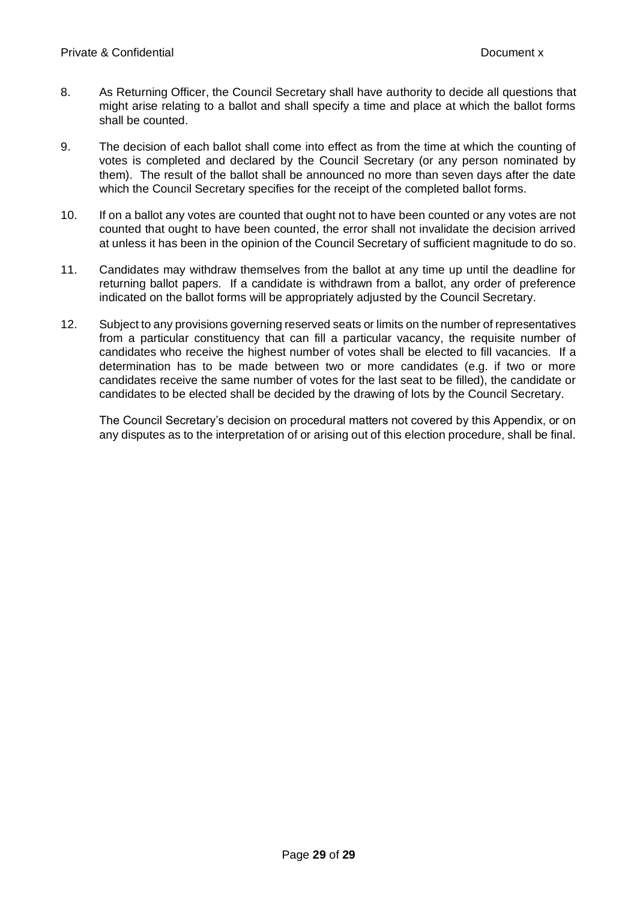8. As Returning Officer, the Council Secretary shall have authority to decide all questions that might arise relating to a ballot and shall specify a time and place at which the ballot forms shall be counted.

9. The decision of each ballot shall come into effect as from the time at which the counting of votes is completed and declared by the Council Secretary (or any person nominated by them). The result of the ballot shall be announced no more than seven days after the date which the Council Secretary specifies for the receipt of the completed ballot forms.

10. If on a ballot any votes are counted that ought not to have been counted or any votes are not counted that ought to have been counted, the error shall not invalidate the decision arrived at unless it has been in the opinion of the Council Secretary of sufficient magnitude to do so.

11. Candidates may withdraw themselves from the ballot at any time up until the deadline for returning ballot papers. If a candidate is withdrawn from a ballot, any order of preference indicated on the ballot forms will be appropriately adjusted by the Council Secretary.

12. Subject to any provisions governing reserved seats or limits on the number of representatives from a particular constituency that can fill a particular vacancy, the requisite number of candidates who receive the highest number of votes shall be elected to fill vacancies. If a determination has to be made between two or more candidates (e.g. if two or more candidates receive the same number of votes for the last seat to be filled), the candidate or candidates to be elected shall be decided by the drawing of lots by the Council Secretary.

    The Council Secretary's decision on procedural matters not covered by this Appendix, or on any disputes as to the interpretation of or arising out of this election procedure, shall be final.